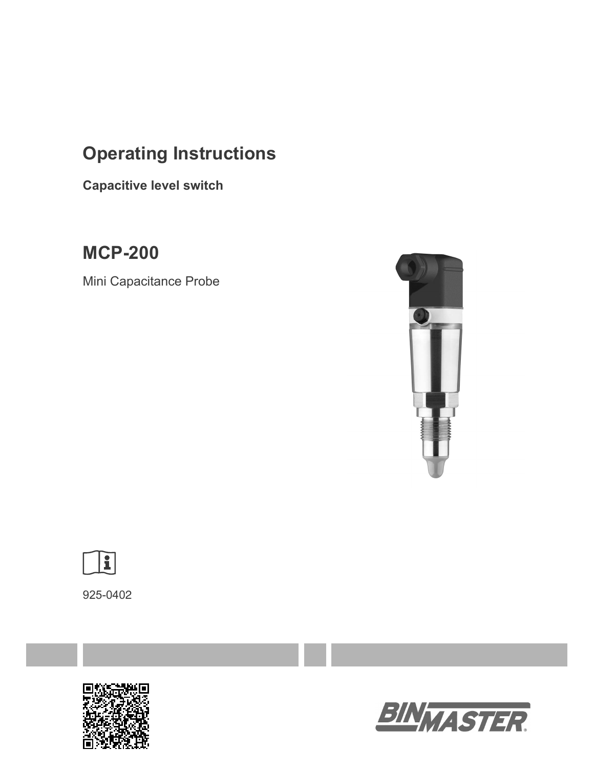# Operating Instructions

**Capacitive level switch**

## MCP-200

Mini Capacitance Probe

925-0402

BINMASTER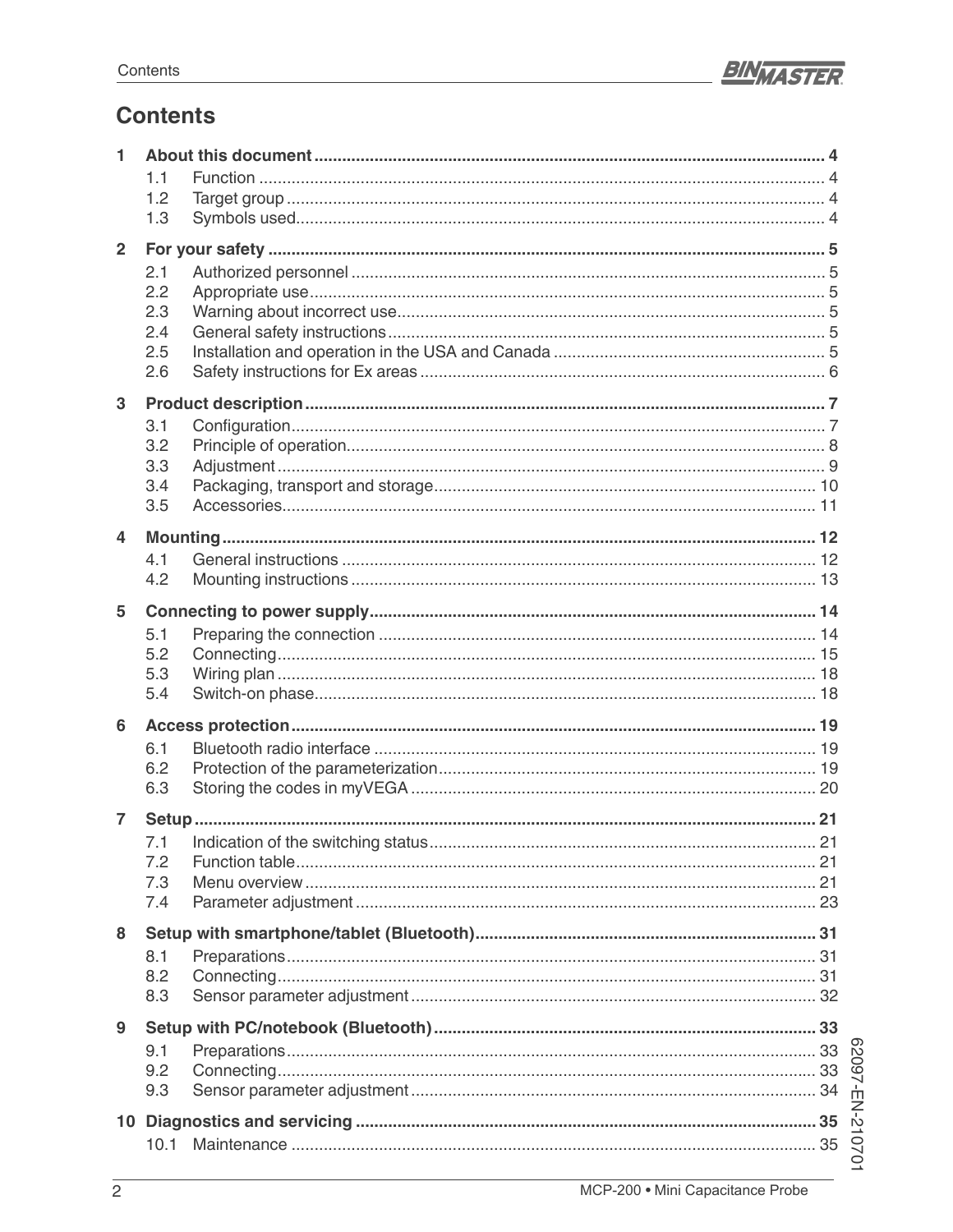# Contents

**1 About this document** .......... 4

- 1.1 Function .......... 4
- 1.2 Target group .......... 4
- 1.3 Symbols used .......... 4

**2 For your safety** .......... 5

- 2.1 Authorized personnel .......... 5
- 2.2 Appropriate use .......... 5
- 2.3 Warning about incorrect use .......... 5
- 2.4 General safety instructions .......... 5
- 2.5 Installation and operation in the USA and Canada .......... 5
- 2.6 Safety instructions for Ex areas .......... 6

**3 Product description** .......... 7

- 3.1 Configuration .......... 7
- 3.2 Principle of operation .......... 8
- 3.3 Adjustment .......... 9
- 3.4 Packaging, transport and storage .......... 10
- 3.5 Accessories .......... 11

**4 Mounting** .......... 12

- 4.1 General instructions .......... 12
- 4.2 Mounting instructions .......... 13

**5 Connecting to power supply** .......... 14

- 5.1 Preparing the connection .......... 14
- 5.2 Connecting .......... 15
- 5.3 Wiring plan .......... 18
- 5.4 Switch-on phase .......... 18

**6 Access protection** .......... 19

- 6.1 Bluetooth radio interface .......... 19
- 6.2 Protection of the parameterization .......... 19
- 6.3 Storing the codes in myVEGA .......... 20

**7 Setup** .......... 21

- 7.1 Indication of the switching status .......... 21
- 7.2 Function table .......... 21
- 7.3 Menu overview .......... 21
- 7.4 Parameter adjustment .......... 23

**8 Setup with smartphone/tablet (Bluetooth)** .......... 31

- 8.1 Preparations .......... 31
- 8.2 Connecting .......... 31
- 8.3 Sensor parameter adjustment .......... 32

**9 Setup with PC/notebook (Bluetooth)** .......... 33

- 9.1 Preparations .......... 33
- 9.2 Connecting .......... 33
- 9.3 Sensor parameter adjustment .......... 34

**10 Diagnostics and servicing** .......... 35

- 10.1 Maintenance .......... 35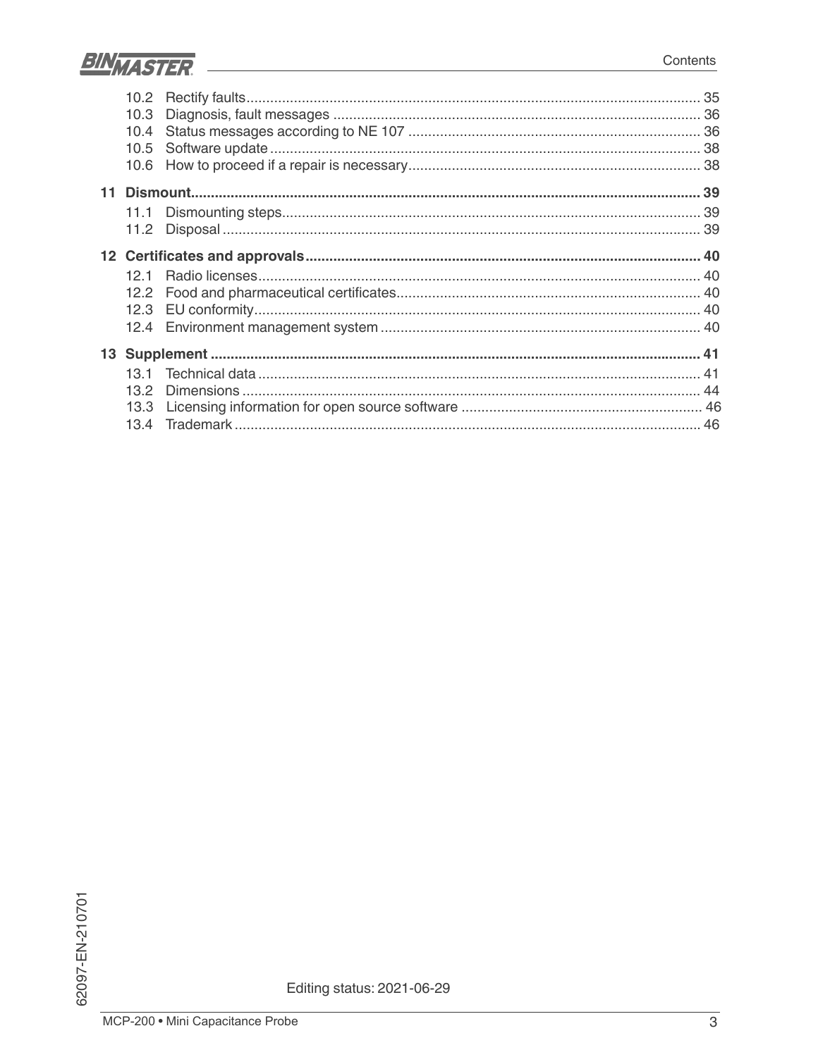10.2 Rectify faults .................................................................................................................. 35
10.3 Diagnosis, fault messages ............................................................................................ 36
10.4 Status messages according to NE 107 ......................................................................... 36
10.5 Software update ............................................................................................................ 38
10.6 How to proceed if a repair is necessary ......................................................................... 38

**11 Dismount ................................................................................................................................ 39**

11.1 Dismounting steps ......................................................................................................... 39
11.2 Disposal ........................................................................................................................ 39

**12 Certificates and approvals .................................................................................................. 40**

12.1 Radio licenses ............................................................................................................... 40
12.2 Food and pharmaceutical certificates ............................................................................ 40
12.3 EU conformity ................................................................................................................ 40
12.4 Environment management system ................................................................................ 40

**13 Supplement .......................................................................................................................... 41**

13.1 Technical data ............................................................................................................... 41
13.2 Dimensions ................................................................................................................... 44
13.3 Licensing information for open source software ............................................................ 46
13.4 Trademark ..................................................................................................................... 46

62097-EN-210701

Editing status: 2021-06-29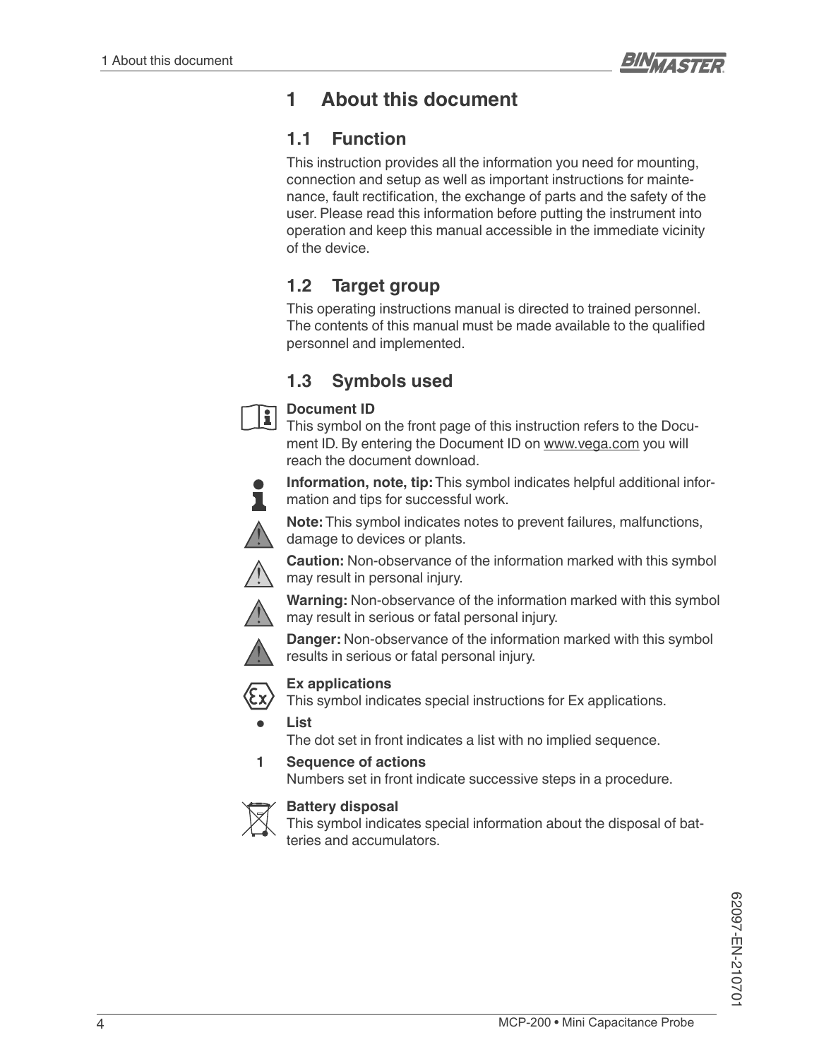# 1 About this document

## 1.1 Function

This instruction provides all the information you need for mounting, connection and setup as well as important instructions for maintenance, fault rectification, the exchange of parts and the safety of the user. Please read this information before putting the instrument into operation and keep this manual accessible in the immediate vicinity of the device.

## 1.2 Target group

This operating instructions manual is directed to trained personnel. The contents of this manual must be made available to the qualified personnel and implemented.

## 1.3 Symbols used

**Document ID**
This symbol on the front page of this instruction refers to the Document ID. By entering the Document ID on www.vega.com you will reach the document download.

**Information, note, tip:** This symbol indicates helpful additional information and tips for successful work.

**Note:** This symbol indicates notes to prevent failures, malfunctions, damage to devices or plants.

**Caution:** Non-observance of the information marked with this symbol may result in personal injury.

**Warning:** Non-observance of the information marked with this symbol may result in serious or fatal personal injury.

**Danger:** Non-observance of the information marked with this symbol results in serious or fatal personal injury.

**Ex applications**
This symbol indicates special instructions for Ex applications.

- **List**
  The dot set in front indicates a list with no implied sequence.

1 **Sequence of actions**
Numbers set in front indicate successive steps in a procedure.

**Battery disposal**
This symbol indicates special information about the disposal of batteries and accumulators.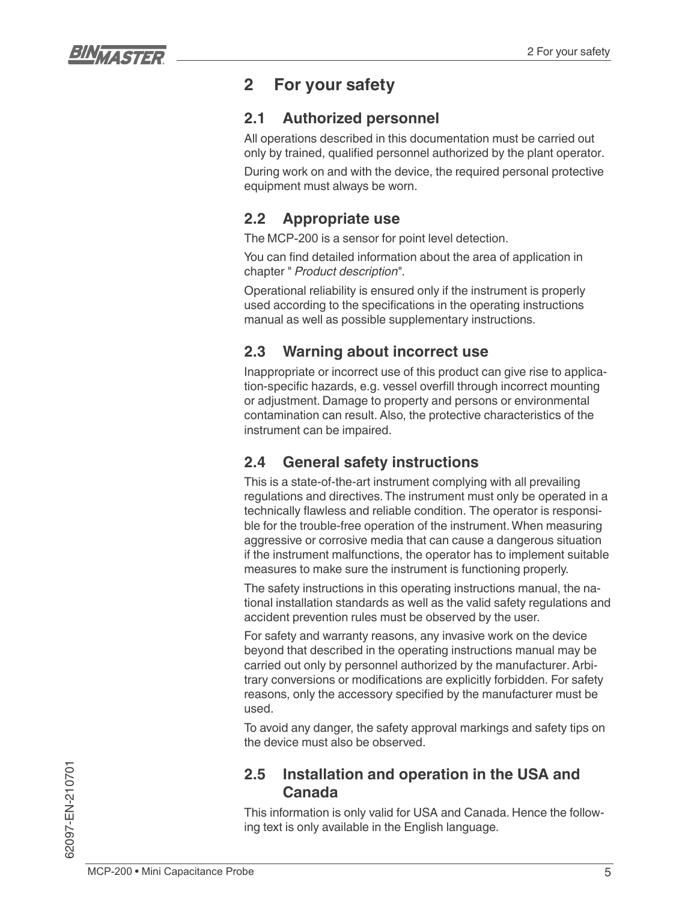# 2 For your safety

## 2.1 Authorized personnel

All operations described in this documentation must be carried out only by trained, qualified personnel authorized by the plant operator.

During work on and with the device, the required personal protective equipment must always be worn.

## 2.2 Appropriate use

The MCP-200 is a sensor for point level detection.

You can find detailed information about the area of application in chapter " *Product description*".

Operational reliability is ensured only if the instrument is properly used according to the specifications in the operating instructions manual as well as possible supplementary instructions.

## 2.3 Warning about incorrect use

Inappropriate or incorrect use of this product can give rise to application-specific hazards, e.g. vessel overfill through incorrect mounting or adjustment. Damage to property and persons or environmental contamination can result. Also, the protective characteristics of the instrument can be impaired.

## 2.4 General safety instructions

This is a state-of-the-art instrument complying with all prevailing regulations and directives. The instrument must only be operated in a technically flawless and reliable condition. The operator is responsible for the trouble-free operation of the instrument. When measuring aggressive or corrosive media that can cause a dangerous situation if the instrument malfunctions, the operator has to implement suitable measures to make sure the instrument is functioning properly.

The safety instructions in this operating instructions manual, the national installation standards as well as the valid safety regulations and accident prevention rules must be observed by the user.

For safety and warranty reasons, any invasive work on the device beyond that described in the operating instructions manual may be carried out only by personnel authorized by the manufacturer. Arbitrary conversions or modifications are explicitly forbidden. For safety reasons, only the accessory specified by the manufacturer must be used.

To avoid any danger, the safety approval markings and safety tips on the device must also be observed.

## 2.5 Installation and operation in the USA and Canada

This information is only valid for USA and Canada. Hence the following text is only available in the English language.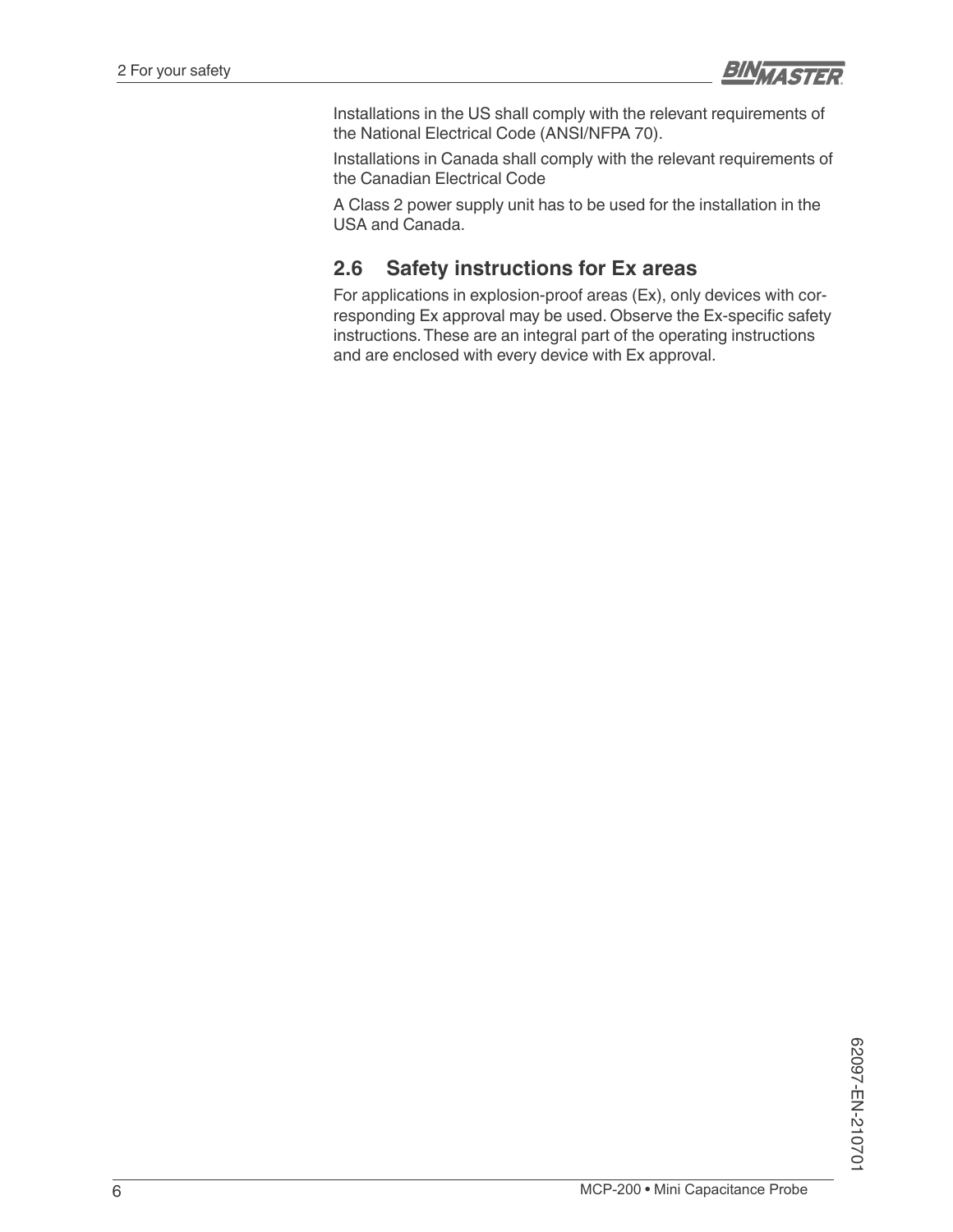Installations in the US shall comply with the relevant requirements of the National Electrical Code (ANSI/NFPA 70).

Installations in Canada shall comply with the relevant requirements of the Canadian Electrical Code

A Class 2 power supply unit has to be used for the installation in the USA and Canada.

## 2.6 Safety instructions for Ex areas

For applications in explosion-proof areas (Ex), only devices with corresponding Ex approval may be used. Observe the Ex-specific safety instructions. These are an integral part of the operating instructions and are enclosed with every device with Ex approval.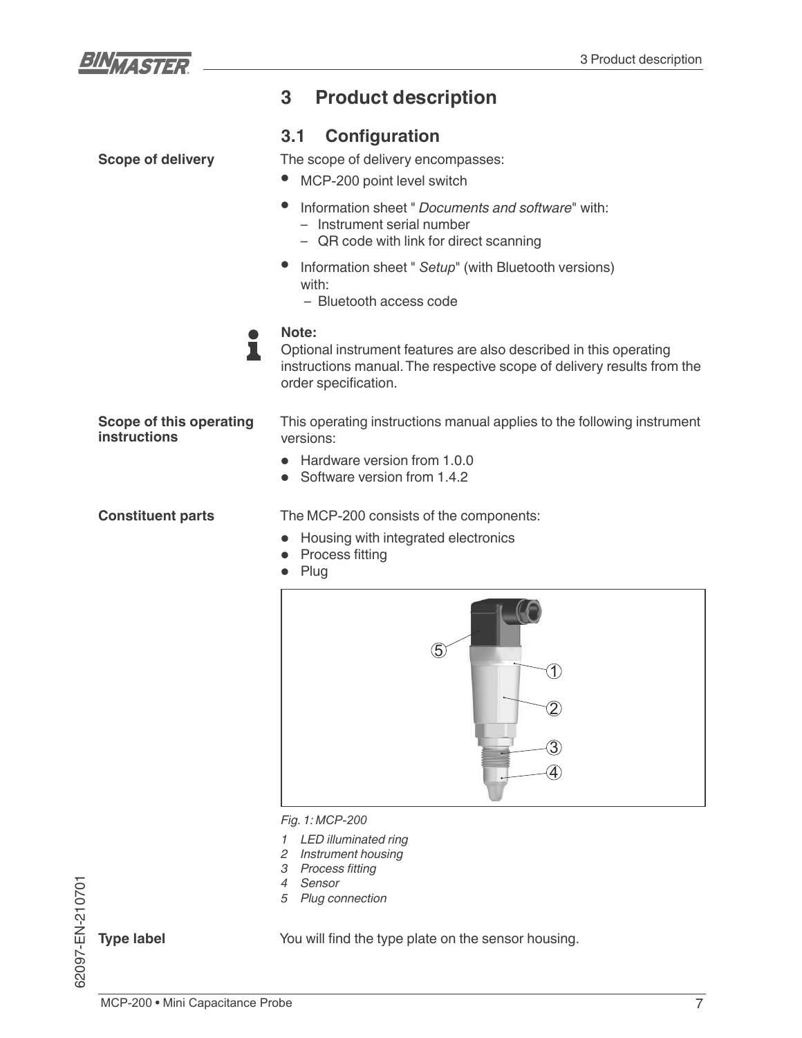# 3 Product description

## 3.1 Configuration

**Scope of delivery**

The scope of delivery encompasses:

- MCP-200 point level switch
- Information sheet " *Documents and software*" with:
  - Instrument serial number
  - QR code with link for direct scanning
- Information sheet " *Setup*" (with Bluetooth versions) with:
  - Bluetooth access code

**Note:**
Optional instrument features are also described in this operating instructions manual. The respective scope of delivery results from the order specification.

**Scope of this operating instructions**

This operating instructions manual applies to the following instrument versions:

- Hardware version from 1.0.0
- Software version from 1.4.2

**Constituent parts**

The MCP-200 consists of the components:

- Housing with integrated electronics
- Process fitting
- Plug

*Fig. 1: MCP-200*

1. *LED illuminated ring*
2. *Instrument housing*
3. *Process fitting*
4. *Sensor*
5. *Plug connection*

**Type label**

You will find the type plate on the sensor housing.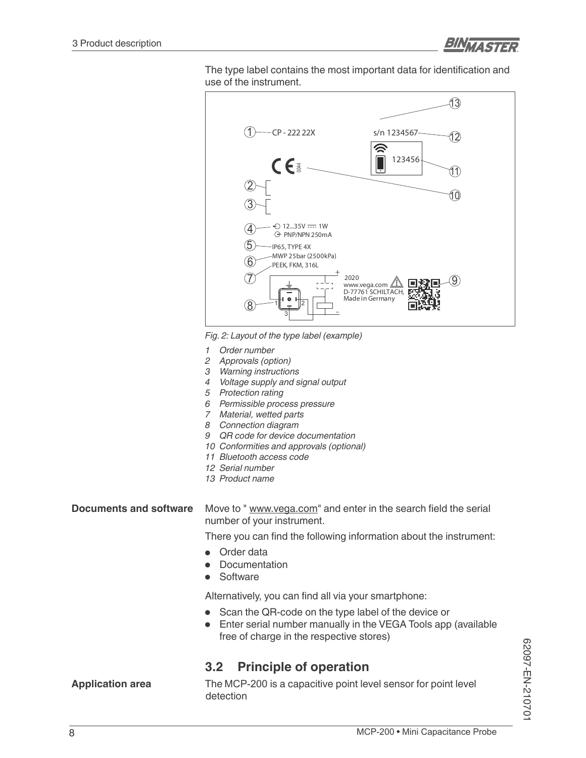The type label contains the most important data for identification and use of the instrument.

*Fig. 2: Layout of the type label (example)*

*1 Order number*
*2 Approvals (option)*
*3 Warning instructions*
*4 Voltage supply and signal output*
*5 Protection rating*
*6 Permissible process pressure*
*7 Material, wetted parts*
*8 Connection diagram*
*9 QR code for device documentation*
*10 Conformities and approvals (optional)*
*11 Bluetooth access code*
*12 Serial number*
*13 Product name*

**Documents and software**

Move to " www.vega.com" and enter in the search field the serial number of your instrument.

There you can find the following information about the instrument:

- Order data
- Documentation
- Software

Alternatively, you can find all via your smartphone:

- Scan the QR-code on the type label of the device or
- Enter serial number manually in the VEGA Tools app (available free of charge in the respective stores)

## 3.2 Principle of operation

**Application area**

The MCP-200 is a capacitive point level sensor for point level detection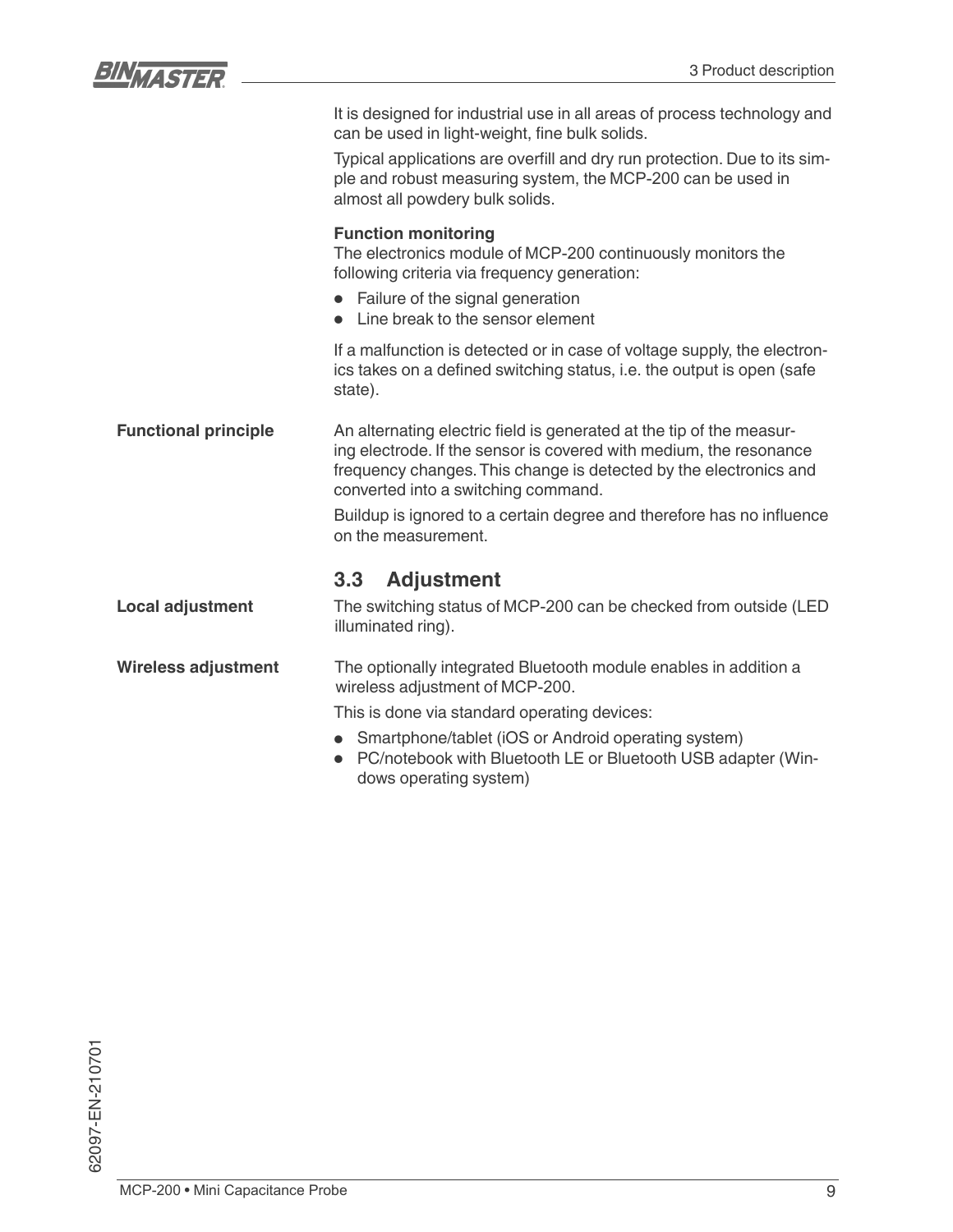It is designed for industrial use in all areas of process technology and can be used in light-weight, fine bulk solids.

Typical applications are overfill and dry run protection. Due to its simple and robust measuring system, the MCP-200 can be used in almost all powdery bulk solids.

**Function monitoring**
The electronics module of MCP-200 continuously monitors the following criteria via frequency generation:

- Failure of the signal generation
- Line break to the sensor element

If a malfunction is detected or in case of voltage supply, the electronics takes on a defined switching status, i.e. the output is open (safe state).

**Functional principle**

An alternating electric field is generated at the tip of the measuring electrode. If the sensor is covered with medium, the resonance frequency changes. This change is detected by the electronics and converted into a switching command.

Buildup is ignored to a certain degree and therefore has no influence on the measurement.

## 3.3 Adjustment

**Local adjustment**

The switching status of MCP-200 can be checked from outside (LED illuminated ring).

**Wireless adjustment**

The optionally integrated Bluetooth module enables in addition a wireless adjustment of MCP-200.

This is done via standard operating devices:

- Smartphone/tablet (iOS or Android operating system)
- PC/notebook with Bluetooth LE or Bluetooth USB adapter (Windows operating system)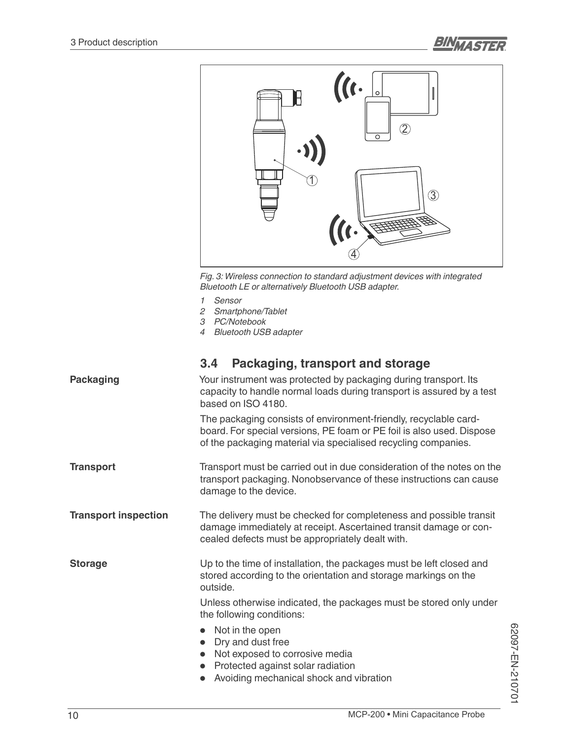Fig. 3: Wireless connection to standard adjustment devices with integrated Bluetooth LE or alternatively Bluetooth USB adapter.

1. Sensor
2. Smartphone/Tablet
3. PC/Notebook
4. Bluetooth USB adapter

## 3.4 Packaging, transport and storage

**Packaging**

Your instrument was protected by packaging during transport. Its capacity to handle normal loads during transport is assured by a test based on ISO 4180.

The packaging consists of environment-friendly, recyclable cardboard. For special versions, PE foam or PE foil is also used. Dispose of the packaging material via specialised recycling companies.

**Transport**

Transport must be carried out in due consideration of the notes on the transport packaging. Nonobservance of these instructions can cause damage to the device.

**Transport inspection**

The delivery must be checked for completeness and possible transit damage immediately at receipt. Ascertained transit damage or concealed defects must be appropriately dealt with.

**Storage**

Up to the time of installation, the packages must be left closed and stored according to the orientation and storage markings on the outside.

Unless otherwise indicated, the packages must be stored only under the following conditions:

- Not in the open
- Dry and dust free
- Not exposed to corrosive media
- Protected against solar radiation
- Avoiding mechanical shock and vibration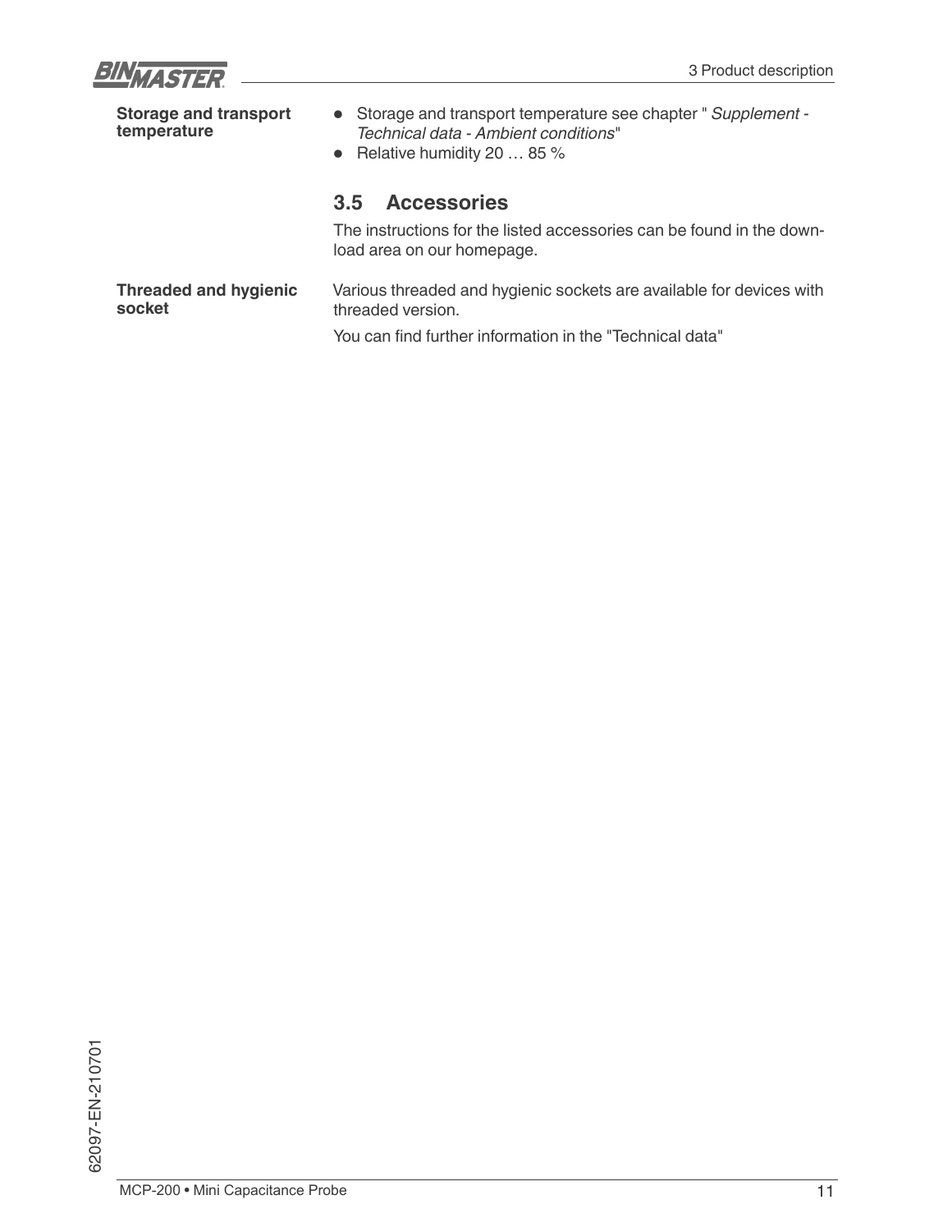**Storage and transport temperature**

- Storage and transport temperature see chapter " *Supplement - Technical data - Ambient conditions*"
- Relative humidity 20 … 85 %

## 3.5 Accessories

The instructions for the listed accessories can be found in the download area on our homepage.

**Threaded and hygienic socket**

Various threaded and hygienic sockets are available for devices with threaded version.

You can find further information in the "Technical data"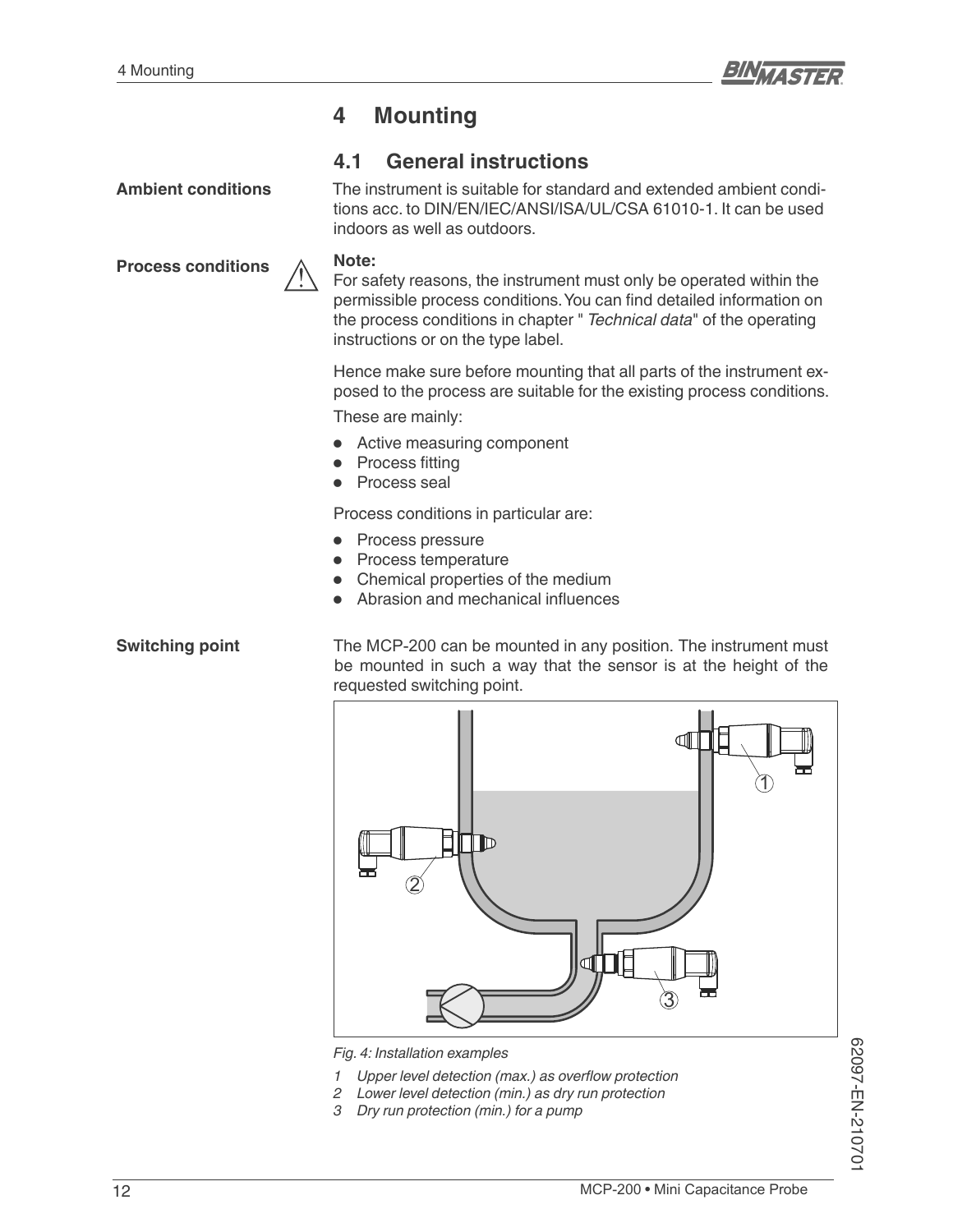# 4 Mounting

## 4.1 General instructions

**Ambient conditions**

The instrument is suitable for standard and extended ambient conditions acc. to DIN/EN/IEC/ANSI/ISA/UL/CSA 61010-1. It can be used indoors as well as outdoors.

**Process conditions**

**Note:**
For safety reasons, the instrument must only be operated within the permissible process conditions. You can find detailed information on the process conditions in chapter "*Technical data*" of the operating instructions or on the type label.

Hence make sure before mounting that all parts of the instrument exposed to the process are suitable for the existing process conditions.

These are mainly:

- Active measuring component
- Process fitting
- Process seal

Process conditions in particular are:

- Process pressure
- Process temperature
- Chemical properties of the medium
- Abrasion and mechanical influences

**Switching point**

The MCP-200 can be mounted in any position. The instrument must be mounted in such a way that the sensor is at the height of the requested switching point.

*Fig. 4: Installation examples*

1. *Upper level detection (max.) as overflow protection*
2. *Lower level detection (min.) as dry run protection*
3. *Dry run protection (min.) for a pump*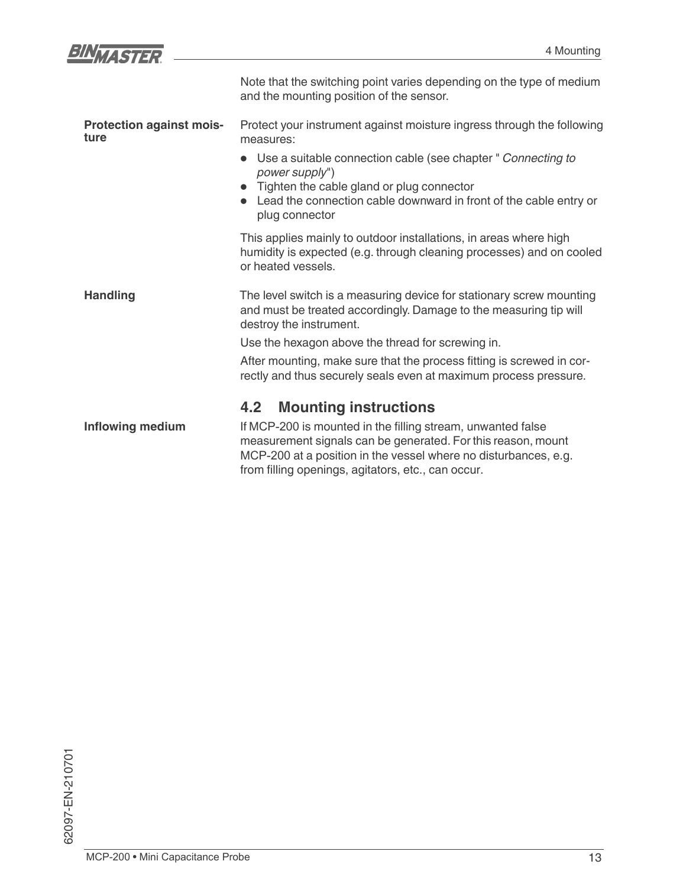Note that the switching point varies depending on the type of medium and the mounting position of the sensor.

**Protection against moisture**

Protect your instrument against moisture ingress through the following measures:

- Use a suitable connection cable (see chapter " *Connecting to power supply*")
- Tighten the cable gland or plug connector
- Lead the connection cable downward in front of the cable entry or plug connector

This applies mainly to outdoor installations, in areas where high humidity is expected (e.g. through cleaning processes) and on cooled or heated vessels.

**Handling**

The level switch is a measuring device for stationary screw mounting and must be treated accordingly. Damage to the measuring tip will destroy the instrument.

Use the hexagon above the thread for screwing in.

After mounting, make sure that the process fitting is screwed in correctly and thus securely seals even at maximum process pressure.

## 4.2 Mounting instructions

**Inflowing medium**

If MCP-200 is mounted in the filling stream, unwanted false measurement signals can be generated. For this reason, mount MCP-200 at a position in the vessel where no disturbances, e.g. from filling openings, agitators, etc., can occur.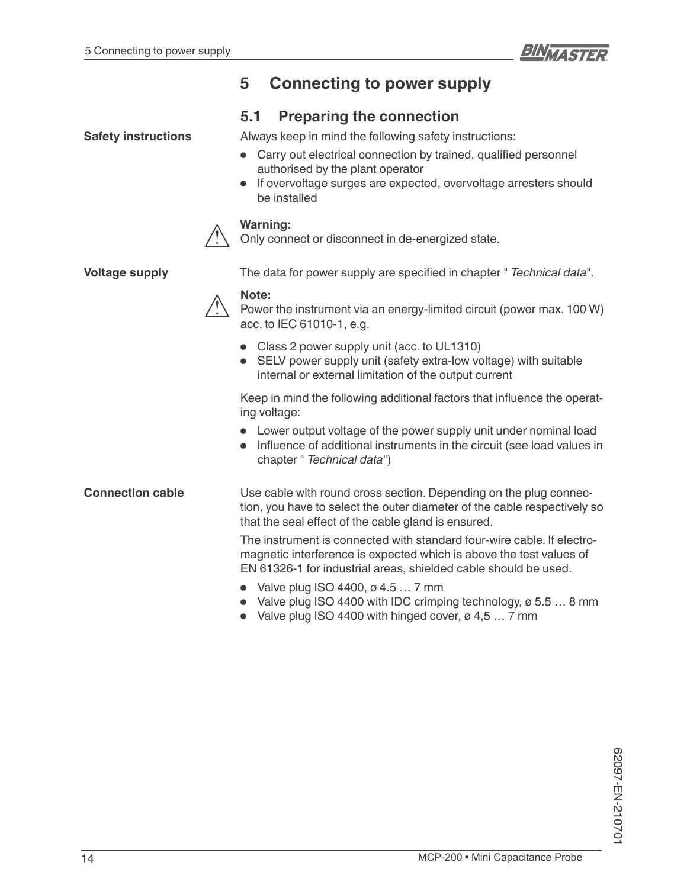# 5 Connecting to power supply

## 5.1 Preparing the connection

**Safety instructions**

Always keep in mind the following safety instructions:

- Carry out electrical connection by trained, qualified personnel authorised by the plant operator
- If overvoltage surges are expected, overvoltage arresters should be installed

**Warning:**
Only connect or disconnect in de-energized state.

**Voltage supply**

The data for power supply are specified in chapter " *Technical data*".

**Note:**
Power the instrument via an energy-limited circuit (power max. 100 W) acc. to IEC 61010-1, e.g.

- Class 2 power supply unit (acc. to UL1310)
- SELV power supply unit (safety extra-low voltage) with suitable internal or external limitation of the output current

Keep in mind the following additional factors that influence the operating voltage:

- Lower output voltage of the power supply unit under nominal load
- Influence of additional instruments in the circuit (see load values in chapter " *Technical data*")

**Connection cable**

Use cable with round cross section. Depending on the plug connection, you have to select the outer diameter of the cable respectively so that the seal effect of the cable gland is ensured.

The instrument is connected with standard four-wire cable. If electromagnetic interference is expected which is above the test values of EN 61326-1 for industrial areas, shielded cable should be used.

- Valve plug ISO 4400, ø 4.5 … 7 mm
- Valve plug ISO 4400 with IDC crimping technology, ø 5.5 … 8 mm
- Valve plug ISO 4400 with hinged cover, ø 4,5 … 7 mm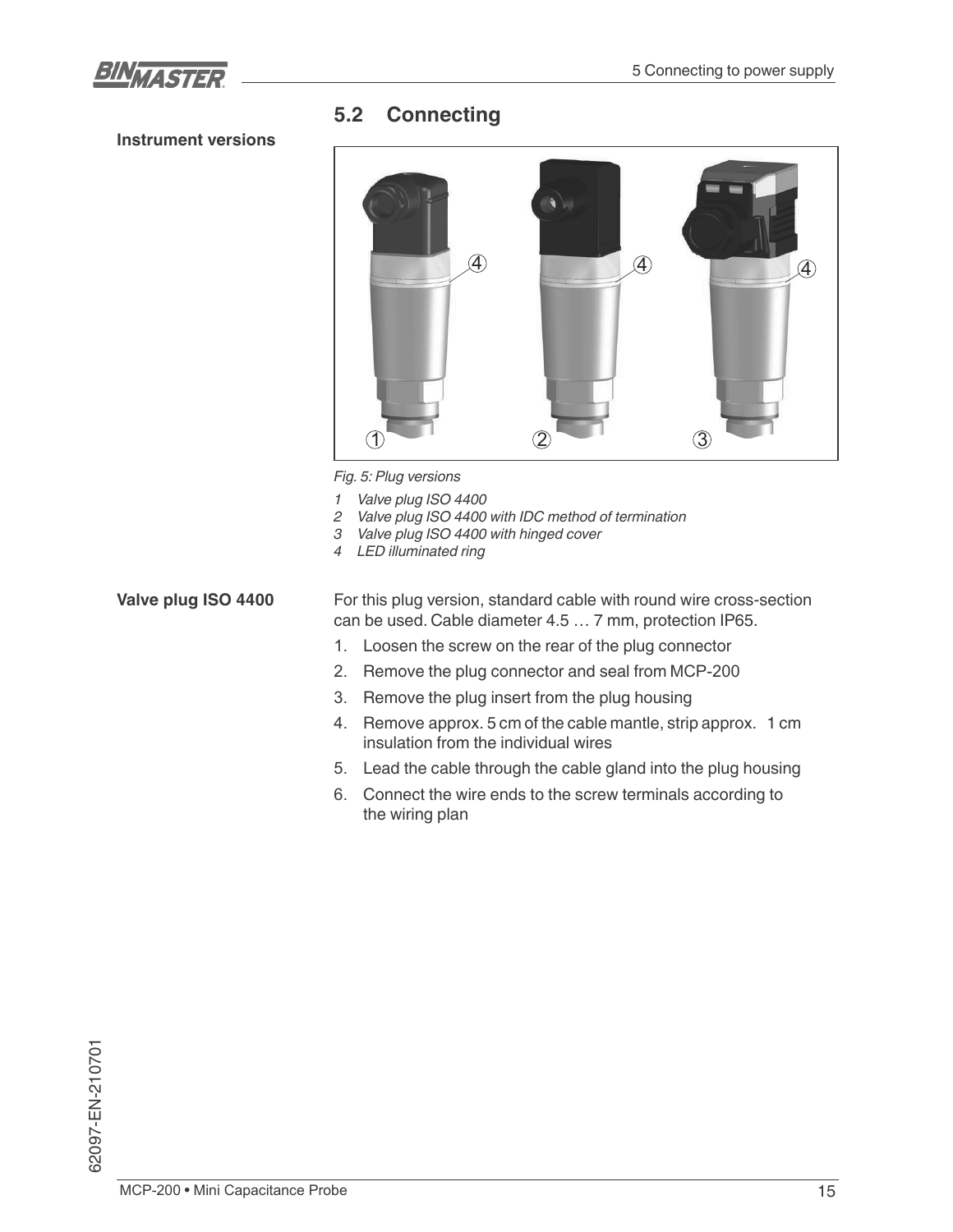## 5.2 Connecting

**Instrument versions**

*Fig. 5: Plug versions*

1. *Valve plug ISO 4400*
2. *Valve plug ISO 4400 with IDC method of termination*
3. *Valve plug ISO 4400 with hinged cover*
4. *LED illuminated ring*

**Valve plug ISO 4400**

For this plug version, standard cable with round wire cross-section can be used. Cable diameter 4.5 … 7 mm, protection IP65.

1. Loosen the screw on the rear of the plug connector
2. Remove the plug connector and seal from MCP-200
3. Remove the plug insert from the plug housing
4. Remove approx. 5 cm of the cable mantle, strip approx. 1 cm insulation from the individual wires
5. Lead the cable through the cable gland into the plug housing
6. Connect the wire ends to the screw terminals according to the wiring plan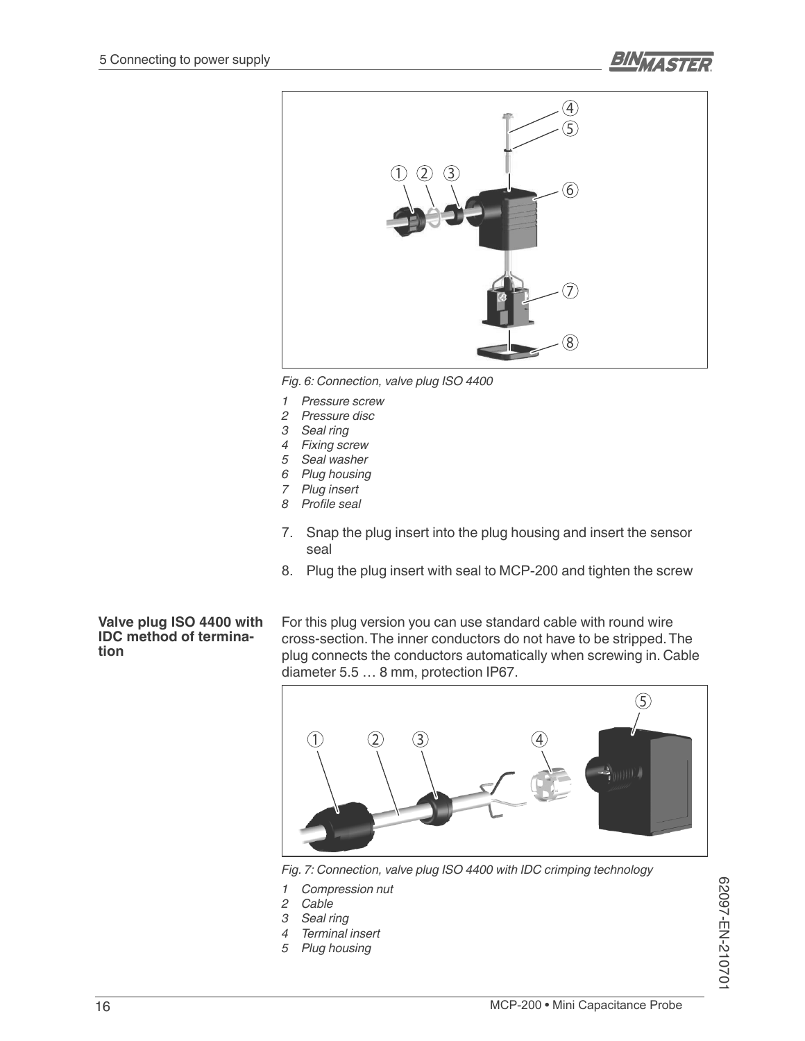Fig. 6: Connection, valve plug ISO 4400

1 Pressure screw
2 Pressure disc
3 Seal ring
4 Fixing screw
5 Seal washer
6 Plug housing
7 Plug insert
8 Profile seal

7. Snap the plug insert into the plug housing and insert the sensor seal
8. Plug the plug insert with seal to MCP-200 and tighten the screw

**Valve plug ISO 4400 with IDC method of termination**

For this plug version you can use standard cable with round wire cross-section. The inner conductors do not have to be stripped. The plug connects the conductors automatically when screwing in. Cable diameter 5.5 … 8 mm, protection IP67.

Fig. 7: Connection, valve plug ISO 4400 with IDC crimping technology

1 Compression nut
2 Cable
3 Seal ring
4 Terminal insert
5 Plug housing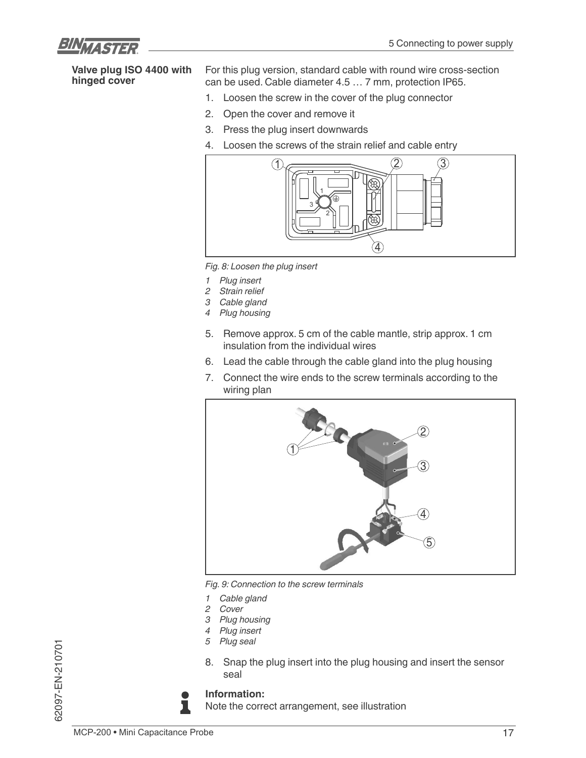**Valve plug ISO 4400 with hinged cover**

For this plug version, standard cable with round wire cross-section can be used. Cable diameter 4.5 … 7 mm, protection IP65.

1. Loosen the screw in the cover of the plug connector
2. Open the cover and remove it
3. Press the plug insert downwards
4. Loosen the screws of the strain relief and cable entry

*Fig. 8: Loosen the plug insert*

1. *Plug insert*
2. *Strain relief*
3. *Cable gland*
4. *Plug housing*

5. Remove approx. 5 cm of the cable mantle, strip approx. 1 cm insulation from the individual wires
6. Lead the cable through the cable gland into the plug housing
7. Connect the wire ends to the screw terminals according to the wiring plan

*Fig. 9: Connection to the screw terminals*

1. *Cable gland*
2. *Cover*
3. *Plug housing*
4. *Plug insert*
5. *Plug seal*

8. Snap the plug insert into the plug housing and insert the sensor seal

**Information:**
Note the correct arrangement, see illustration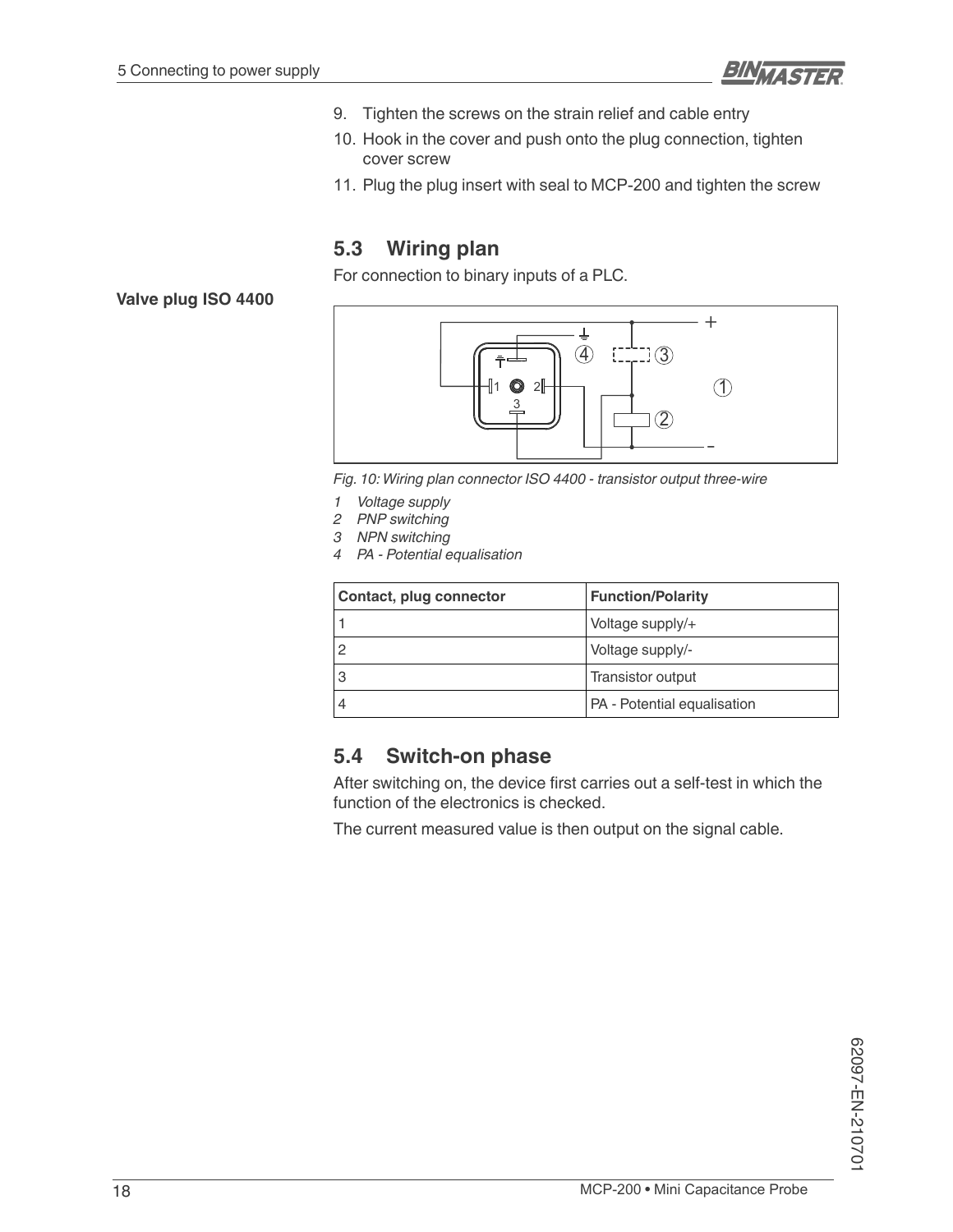9. Tighten the screws on the strain relief and cable entry
10. Hook in the cover and push onto the plug connection, tighten cover screw
11. Plug the plug insert with seal to MCP-200 and tighten the screw

## 5.3 Wiring plan

For connection to binary inputs of a PLC.

**Valve plug ISO 4400**

*Fig. 10: Wiring plan connector ISO 4400 - transistor output three-wire*

*1 Voltage supply*
*2 PNP switching*
*3 NPN switching*
*4 PA - Potential equalisation*

| Contact, plug connector | Function/Polarity |
|---|---|
| 1 | Voltage supply/+ |
| 2 | Voltage supply/- |
| 3 | Transistor output |
| 4 | PA - Potential equalisation |

## 5.4 Switch-on phase

After switching on, the device first carries out a self-test in which the function of the electronics is checked.

The current measured value is then output on the signal cable.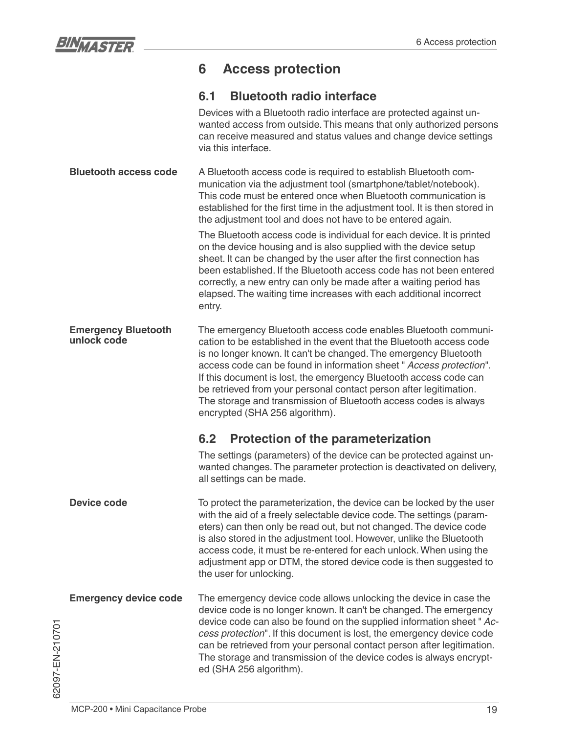# 6 Access protection

## 6.1 Bluetooth radio interface

Devices with a Bluetooth radio interface are protected against unwanted access from outside. This means that only authorized persons can receive measured and status values and change device settings via this interface.

**Bluetooth access code**

A Bluetooth access code is required to establish Bluetooth communication via the adjustment tool (smartphone/tablet/notebook). This code must be entered once when Bluetooth communication is established for the first time in the adjustment tool. It is then stored in the adjustment tool and does not have to be entered again.

The Bluetooth access code is individual for each device. It is printed on the device housing and is also supplied with the device setup sheet. It can be changed by the user after the first connection has been established. If the Bluetooth access code has not been entered correctly, a new entry can only be made after a waiting period has elapsed. The waiting time increases with each additional incorrect entry.

**Emergency Bluetooth unlock code**

The emergency Bluetooth access code enables Bluetooth communication to be established in the event that the Bluetooth access code is no longer known. It can't be changed. The emergency Bluetooth access code can be found in information sheet " *Access protection*". If this document is lost, the emergency Bluetooth access code can be retrieved from your personal contact person after legitimation. The storage and transmission of Bluetooth access codes is always encrypted (SHA 256 algorithm).

## 6.2 Protection of the parameterization

The settings (parameters) of the device can be protected against unwanted changes. The parameter protection is deactivated on delivery, all settings can be made.

**Device code**

To protect the parameterization, the device can be locked by the user with the aid of a freely selectable device code. The settings (parameters) can then only be read out, but not changed. The device code is also stored in the adjustment tool. However, unlike the Bluetooth access code, it must be re-entered for each unlock. When using the adjustment app or DTM, the stored device code is then suggested to the user for unlocking.

**Emergency device code**

The emergency device code allows unlocking the device in case the device code is no longer known. It can't be changed. The emergency device code can also be found on the supplied information sheet " *Access protection*". If this document is lost, the emergency device code can be retrieved from your personal contact person after legitimation. The storage and transmission of the device codes is always encrypted (SHA 256 algorithm).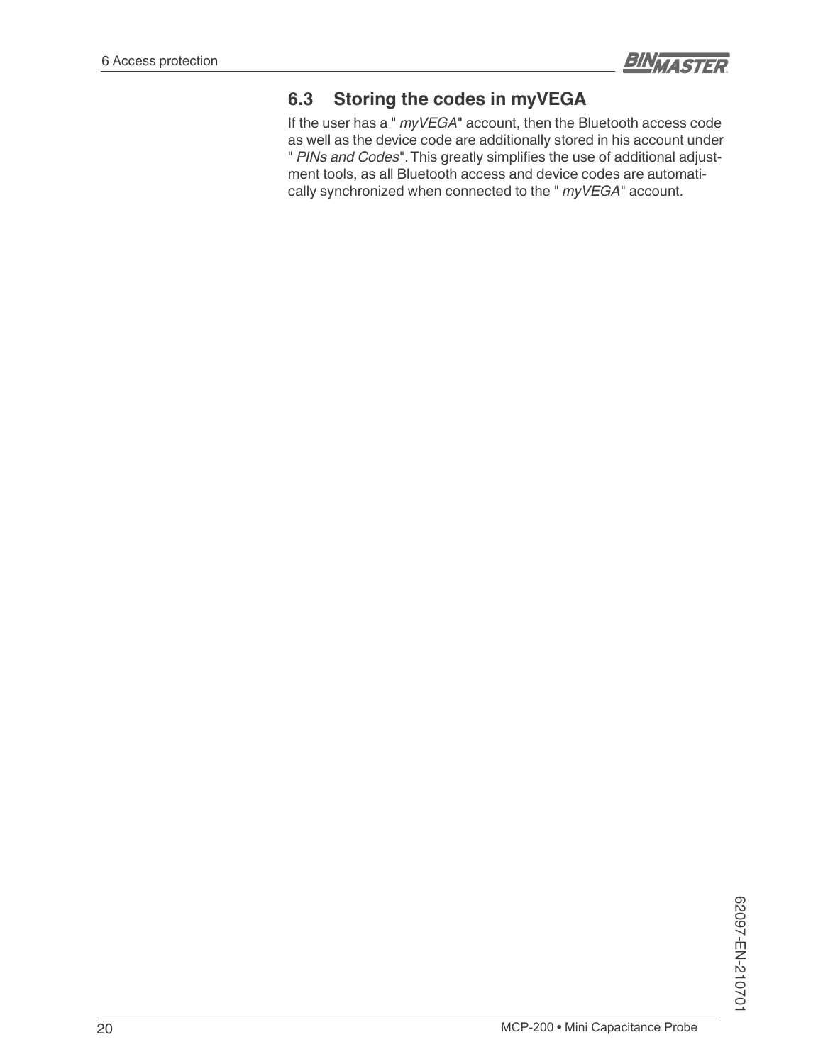## 6.3 Storing the codes in myVEGA

If the user has a " *myVEGA*" account, then the Bluetooth access code as well as the device code are additionally stored in his account under " *PINs and Codes*". This greatly simplifies the use of additional adjustment tools, as all Bluetooth access and device codes are automatically synchronized when connected to the " *myVEGA*" account.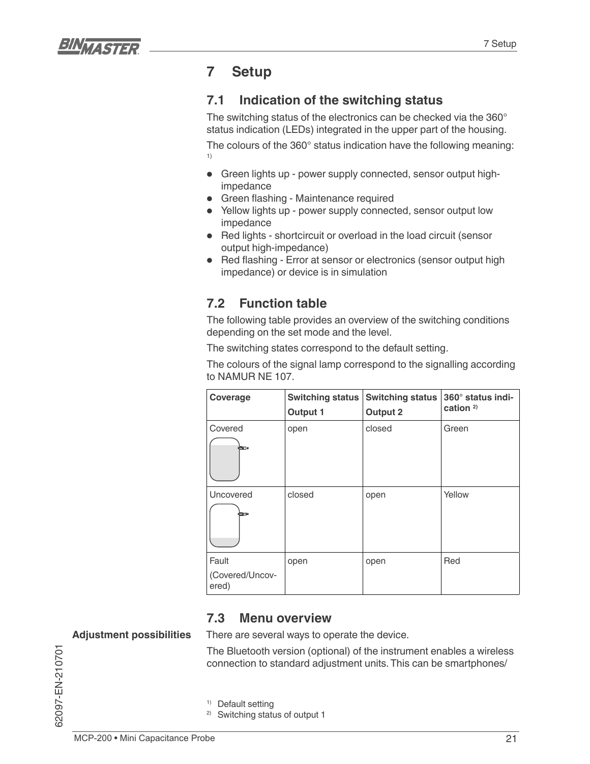# 7 Setup

## 7.1 Indication of the switching status

The switching status of the electronics can be checked via the 360° status indication (LEDs) integrated in the upper part of the housing.

The colours of the 360° status indication have the following meaning: [1]

- Green lights up - power supply connected, sensor output high-impedance
- Green flashing - Maintenance required
- Yellow lights up - power supply connected, sensor output low impedance
- Red lights - shortcircuit or overload in the load circuit (sensor output high-impedance)
- Red flashing - Error at sensor or electronics (sensor output high impedance) or device is in simulation

## 7.2 Function table

The following table provides an overview of the switching conditions depending on the set mode and the level.

The switching states correspond to the default setting.

The colours of the signal lamp correspond to the signalling according to NAMUR NE 107.

| Coverage | Switching status Output 1 | Switching status Output 2 | 360° status indication [2] |
|---|---|---|---|
| Covered | open | closed | Green |
| Uncovered | closed | open | Yellow |
| Fault (Covered/Uncovered) | open | open | Red |

## 7.3 Menu overview

**Adjustment possibilities**

There are several ways to operate the device.

The Bluetooth version (optional) of the instrument enables a wireless connection to standard adjustment units. This can be smartphones/

[1] Default setting

[2] Switching status of output 1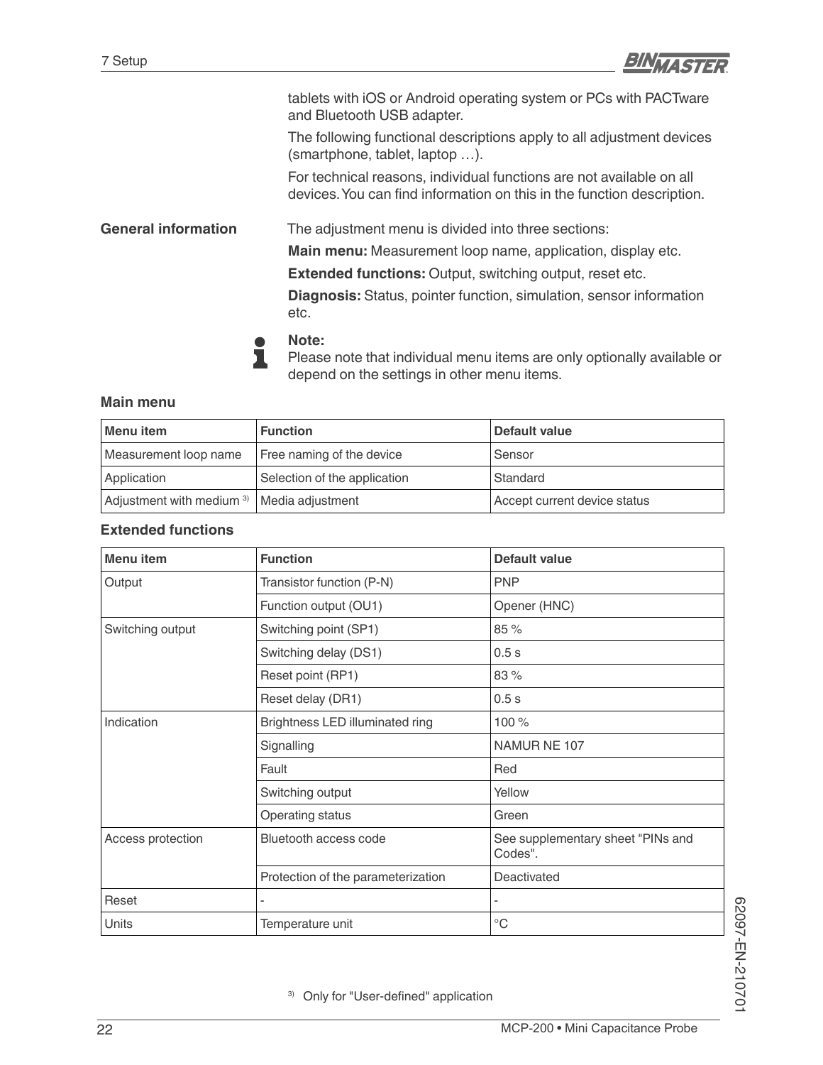tablets with iOS or Android operating system or PCs with PACTware and Bluetooth USB adapter.

The following functional descriptions apply to all adjustment devices (smartphone, tablet, laptop …).

For technical reasons, individual functions are not available on all devices. You can find information on this in the function description.

**General information**

The adjustment menu is divided into three sections:

**Main menu:** Measurement loop name, application, display etc.

**Extended functions:** Output, switching output, reset etc.

**Diagnosis:** Status, pointer function, simulation, sensor information etc.

> **Note:**
> Please note that individual menu items are only optionally available or depend on the settings in other menu items.

### Main menu

| Menu item | Function | Default value |
|---|---|---|
| Measurement loop name | Free naming of the device | Sensor |
| Application | Selection of the application | Standard |
| Adjustment with medium [3] | Media adjustment | Accept current device status |

### Extended functions

| Menu item | Function | Default value |
|---|---|---|
| Output | Transistor function (P-N) | PNP |
| | Function output (OU1) | Opener (HNC) |
| Switching output | Switching point (SP1) | 85 % |
| | Switching delay (DS1) | 0.5 s |
| | Reset point (RP1) | 83 % |
| | Reset delay (DR1) | 0.5 s |
| Indication | Brightness LED illuminated ring | 100 % |
| | Signalling | NAMUR NE 107 |
| | Fault | Red |
| | Switching output | Yellow |
| | Operating status | Green |
| Access protection | Bluetooth access code | See supplementary sheet "PINs and Codes". |
| | Protection of the parameterization | Deactivated |
| Reset | - | - |
| Units | Temperature unit | °C |

[3] Only for "User-defined" application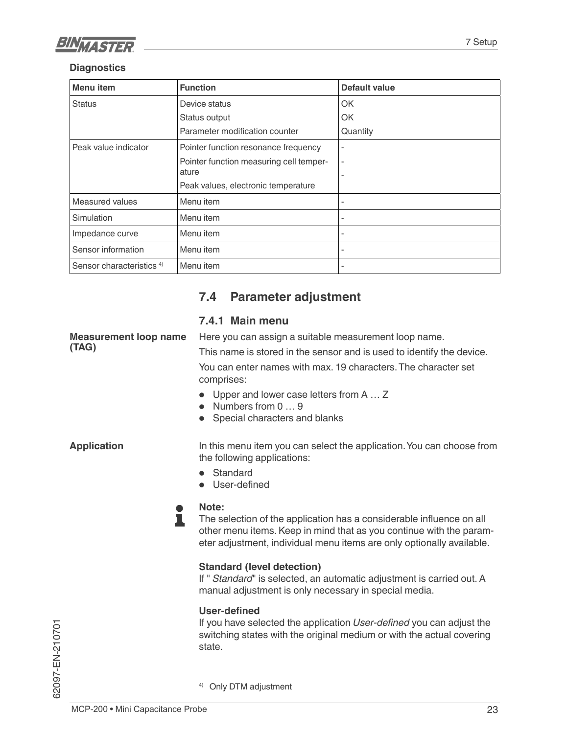**Diagnostics**

| Menu item | Function | Default value |
|---|---|---|
| Status | Device status<br>Status output<br>Parameter modification counter | OK<br>OK<br>Quantity |
| Peak value indicator | Pointer function resonance frequency<br>Pointer function measuring cell temperature<br>Peak values, electronic temperature | -<br>-<br>- |
| Measured values | Menu item | - |
| Simulation | Menu item | - |
| Impedance curve | Menu item | - |
| Sensor information | Menu item | - |
| Sensor characteristics [4] | Menu item | - |

## 7.4 Parameter adjustment

### 7.4.1 Main menu

**Measurement loop name (TAG)**

Here you can assign a suitable measurement loop name.

This name is stored in the sensor and is used to identify the device.

You can enter names with max. 19 characters. The character set comprises:

- Upper and lower case letters from A … Z
- Numbers from 0 … 9
- Special characters and blanks

**Application**

In this menu item you can select the application. You can choose from the following applications:

- Standard
- User-defined

**Note:**
The selection of the application has a considerable influence on all other menu items. Keep in mind that as you continue with the parameter adjustment, individual menu items are only optionally available.

**Standard (level detection)**
If "*Standard*" is selected, an automatic adjustment is carried out. A manual adjustment is only necessary in special media.

**User-defined**
If you have selected the application *User-defined* you can adjust the switching states with the original medium or with the actual covering state.

[4] Only DTM adjustment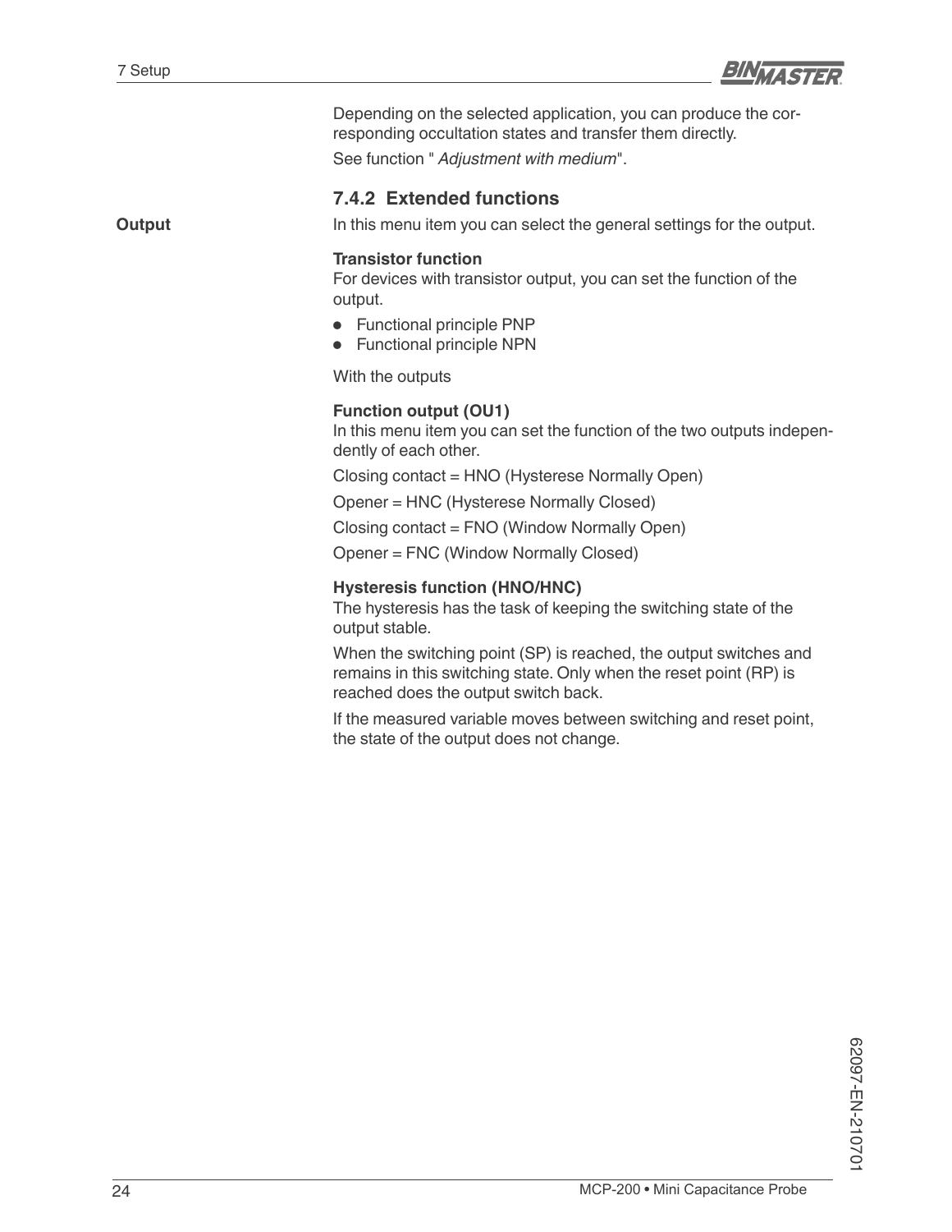Depending on the selected application, you can produce the corresponding occultation states and transfer them directly.

See function " *Adjustment with medium*".

### 7.4.2 Extended functions

**Output**

In this menu item you can select the general settings for the output.

**Transistor function**
For devices with transistor output, you can set the function of the output.

- Functional principle PNP
- Functional principle NPN

With the outputs

**Function output (OU1)**
In this menu item you can set the function of the two outputs independently of each other.

Closing contact = HNO (Hysterese Normally Open)

Opener = HNC (Hysterese Normally Closed)

Closing contact = FNO (Window Normally Open)

Opener = FNC (Window Normally Closed)

**Hysteresis function (HNO/HNC)**
The hysteresis has the task of keeping the switching state of the output stable.

When the switching point (SP) is reached, the output switches and remains in this switching state. Only when the reset point (RP) is reached does the output switch back.

If the measured variable moves between switching and reset point, the state of the output does not change.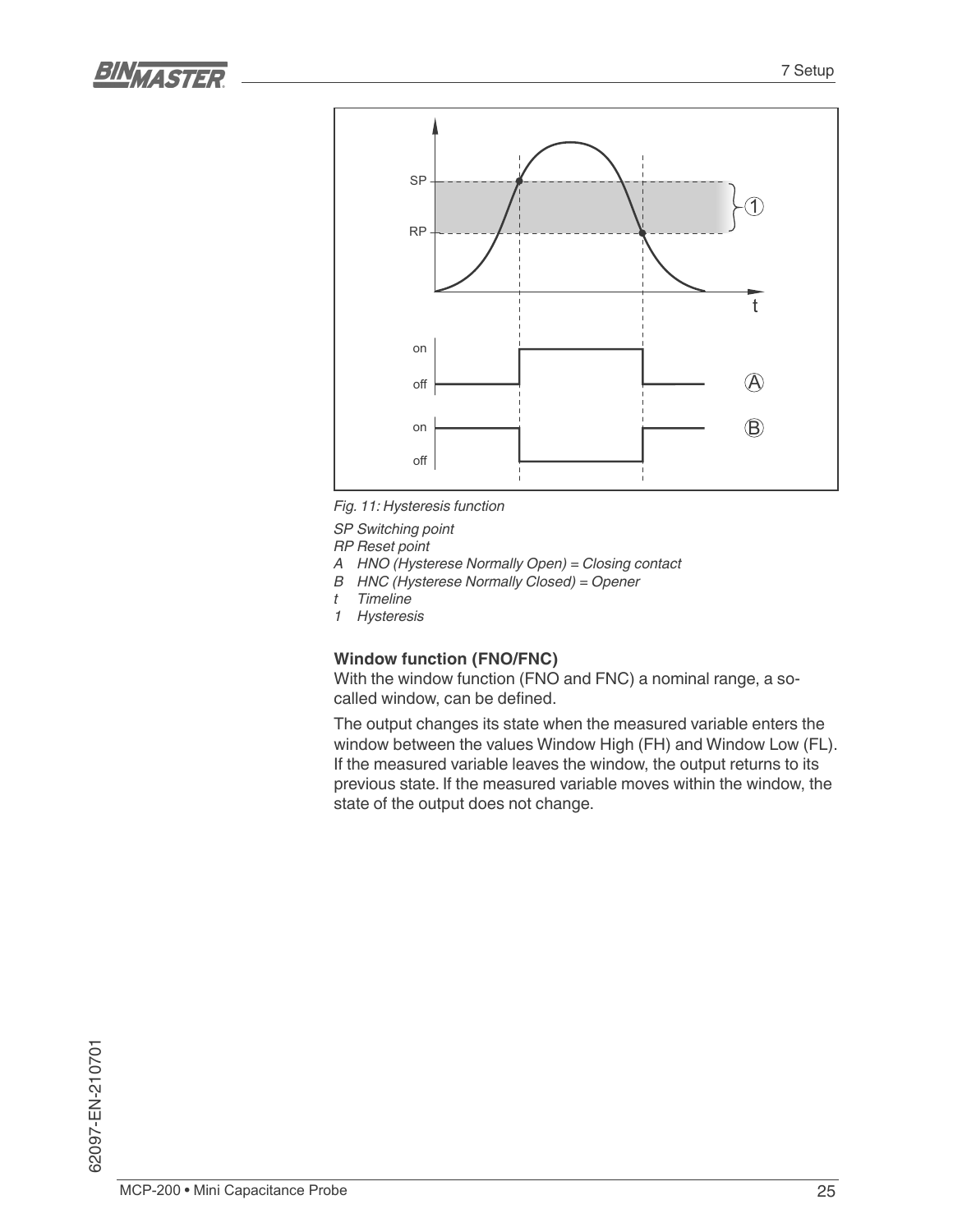*Fig. 11: Hysteresis function*

*SP Switching point*
*RP Reset point*
*A HNO (Hysterese Normally Open) = Closing contact*
*B HNC (Hysterese Normally Closed) = Opener*
*t Timeline*
*1 Hysteresis*

**Window function (FNO/FNC)**

With the window function (FNO and FNC) a nominal range, a so-called window, can be defined.

The output changes its state when the measured variable enters the window between the values Window High (FH) and Window Low (FL). If the measured variable leaves the window, the output returns to its previous state. If the measured variable moves within the window, the state of the output does not change.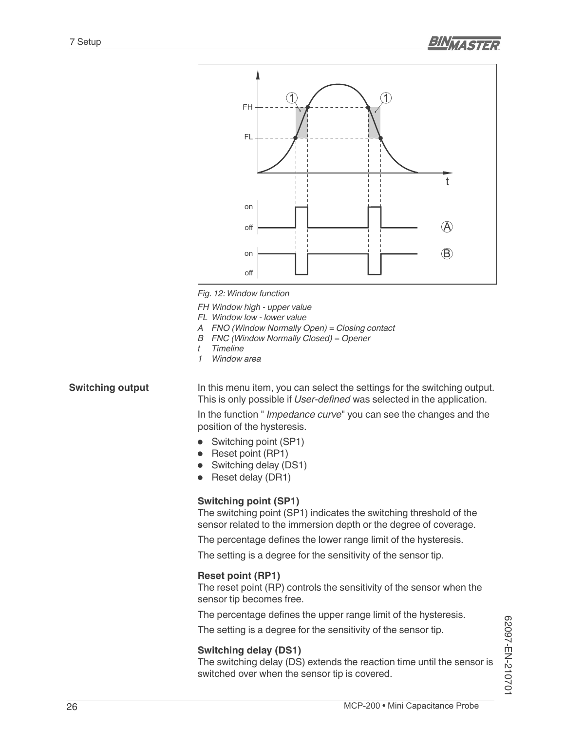*Fig. 12: Window function*

*FH Window high - upper value*
*FL Window low - lower value*
*A FNO (Window Normally Open) = Closing contact*
*B FNC (Window Normally Closed) = Opener*
*t Timeline*
*1 Window area*

**Switching output**

In this menu item, you can select the settings for the switching output. This is only possible if *User-defined* was selected in the application.

In the function " *Impedance curve*" you can see the changes and the position of the hysteresis.

- Switching point (SP1)
- Reset point (RP1)
- Switching delay (DS1)
- Reset delay (DR1)

### Switching point (SP1)

The switching point (SP1) indicates the switching threshold of the sensor related to the immersion depth or the degree of coverage.

The percentage defines the lower range limit of the hysteresis.

The setting is a degree for the sensitivity of the sensor tip.

### Reset point (RP1)

The reset point (RP) controls the sensitivity of the sensor when the sensor tip becomes free.

The percentage defines the upper range limit of the hysteresis.

The setting is a degree for the sensitivity of the sensor tip.

### Switching delay (DS1)

The switching delay (DS) extends the reaction time until the sensor is switched over when the sensor tip is covered.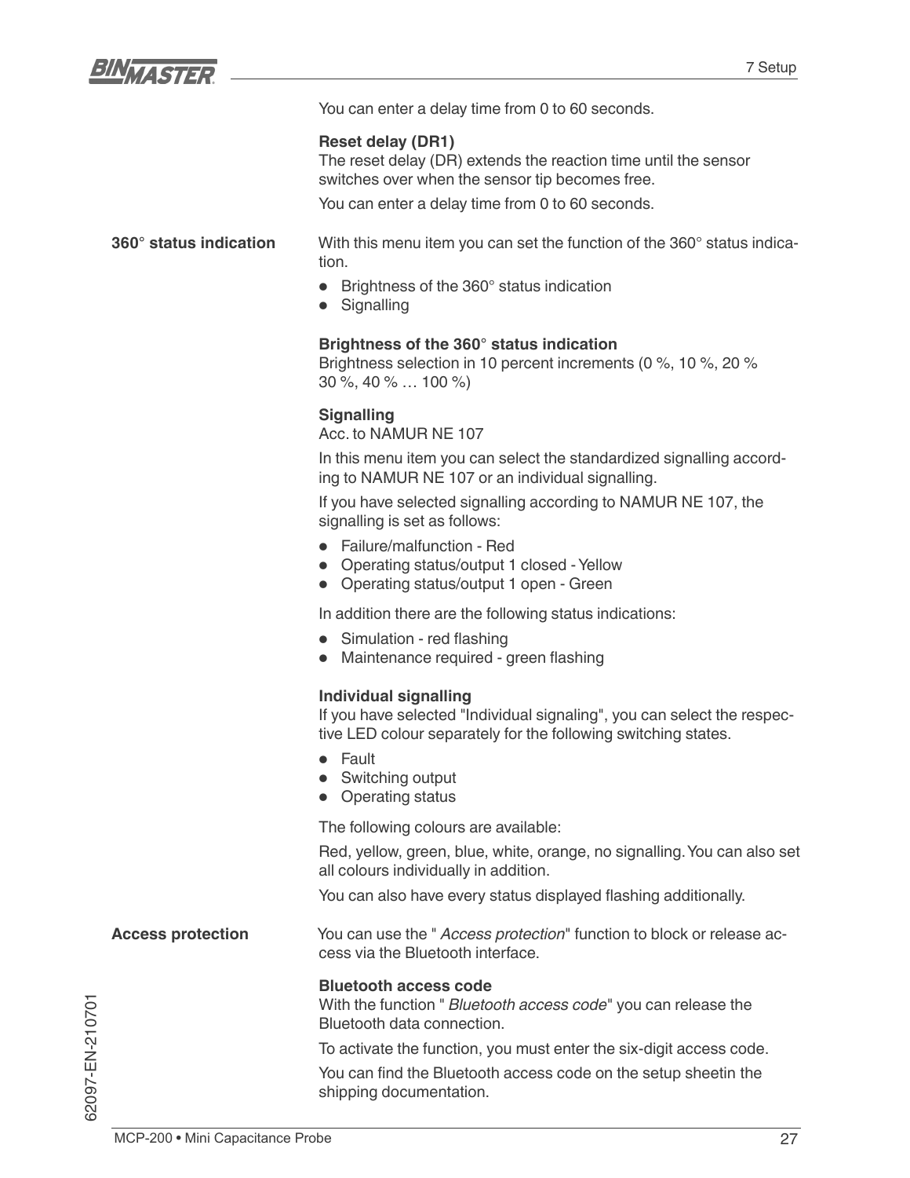You can enter a delay time from 0 to 60 seconds.

**Reset delay (DR1)**
The reset delay (DR) extends the reaction time until the sensor switches over when the sensor tip becomes free.

You can enter a delay time from 0 to 60 seconds.

## 360° status indication

With this menu item you can set the function of the 360° status indication.

- Brightness of the 360° status indication
- Signalling

**Brightness of the 360° status indication**
Brightness selection in 10 percent increments (0 %, 10 %, 20 % 30 %, 40 % … 100 %)

**Signalling**
Acc. to NAMUR NE 107

In this menu item you can select the standardized signalling according to NAMUR NE 107 or an individual signalling.

If you have selected signalling according to NAMUR NE 107, the signalling is set as follows:

- Failure/malfunction - Red
- Operating status/output 1 closed - Yellow
- Operating status/output 1 open - Green

In addition there are the following status indications:

- Simulation - red flashing
- Maintenance required - green flashing

**Individual signalling**
If you have selected "Individual signaling", you can select the respective LED colour separately for the following switching states.

- Fault
- Switching output
- Operating status

The following colours are available:

Red, yellow, green, blue, white, orange, no signalling. You can also set all colours individually in addition.

You can also have every status displayed flashing additionally.

## Access protection

You can use the " *Access protection*" function to block or release access via the Bluetooth interface.

**Bluetooth access code**
With the function " *Bluetooth access code*" you can release the Bluetooth data connection.

To activate the function, you must enter the six-digit access code.

You can find the Bluetooth access code on the setup sheetin the shipping documentation.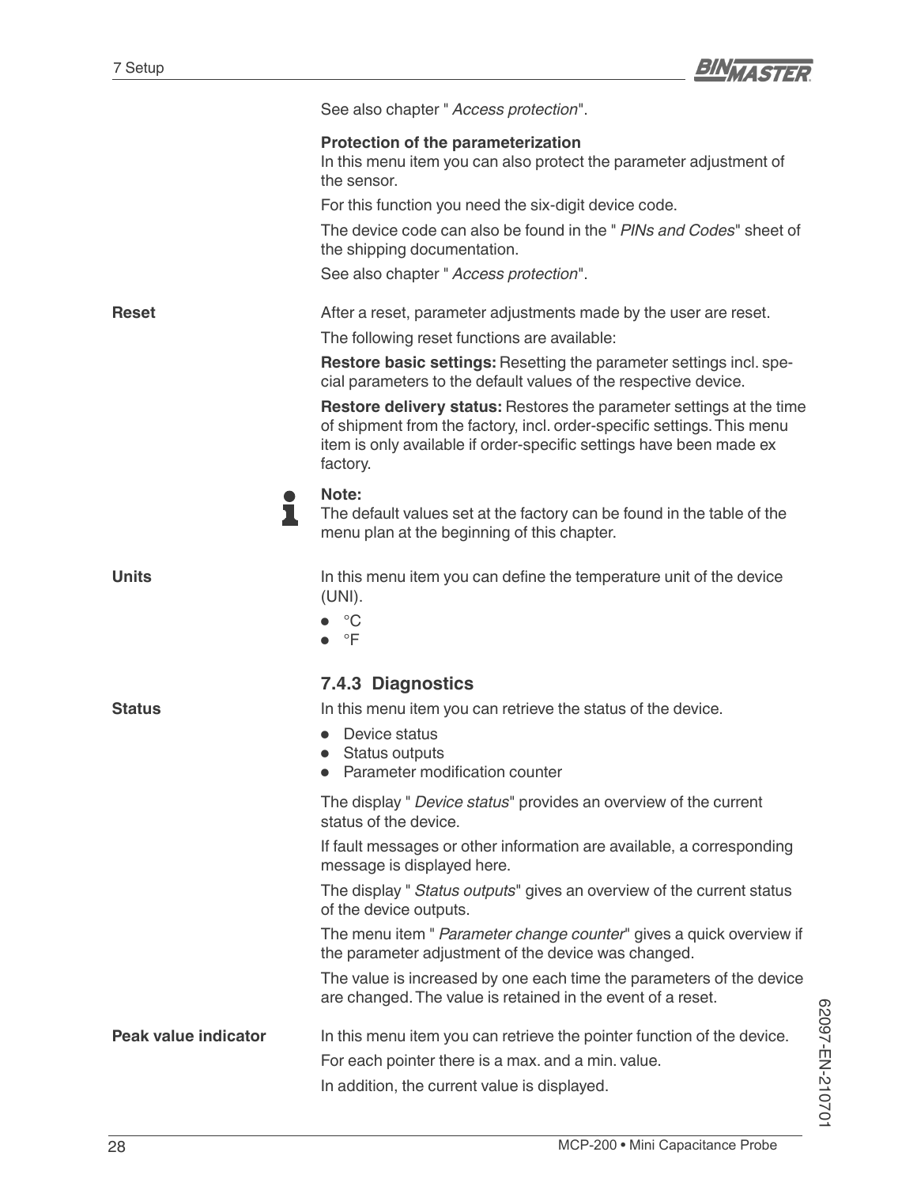See also chapter " *Access protection*".

**Protection of the parameterization**
In this menu item you can also protect the parameter adjustment of the sensor.

For this function you need the six-digit device code.

The device code can also be found in the " *PINs and Codes*" sheet of the shipping documentation.

See also chapter " *Access protection*".

**Reset**

After a reset, parameter adjustments made by the user are reset.

The following reset functions are available:

**Restore basic settings:** Resetting the parameter settings incl. special parameters to the default values of the respective device.

**Restore delivery status:** Restores the parameter settings at the time of shipment from the factory, incl. order-specific settings. This menu item is only available if order-specific settings have been made ex factory.

**Note:**
The default values set at the factory can be found in the table of the menu plan at the beginning of this chapter.

**Units**

In this menu item you can define the temperature unit of the device (UNI).

- °C
- °F

### 7.4.3 Diagnostics

**Status**

In this menu item you can retrieve the status of the device.

- Device status
- Status outputs
- Parameter modification counter

The display " *Device status*" provides an overview of the current status of the device.

If fault messages or other information are available, a corresponding message is displayed here.

The display " *Status outputs*" gives an overview of the current status of the device outputs.

The menu item " *Parameter change counter*" gives a quick overview if the parameter adjustment of the device was changed.

The value is increased by one each time the parameters of the device are changed. The value is retained in the event of a reset.

**Peak value indicator**

In this menu item you can retrieve the pointer function of the device.

For each pointer there is a max. and a min. value.

In addition, the current value is displayed.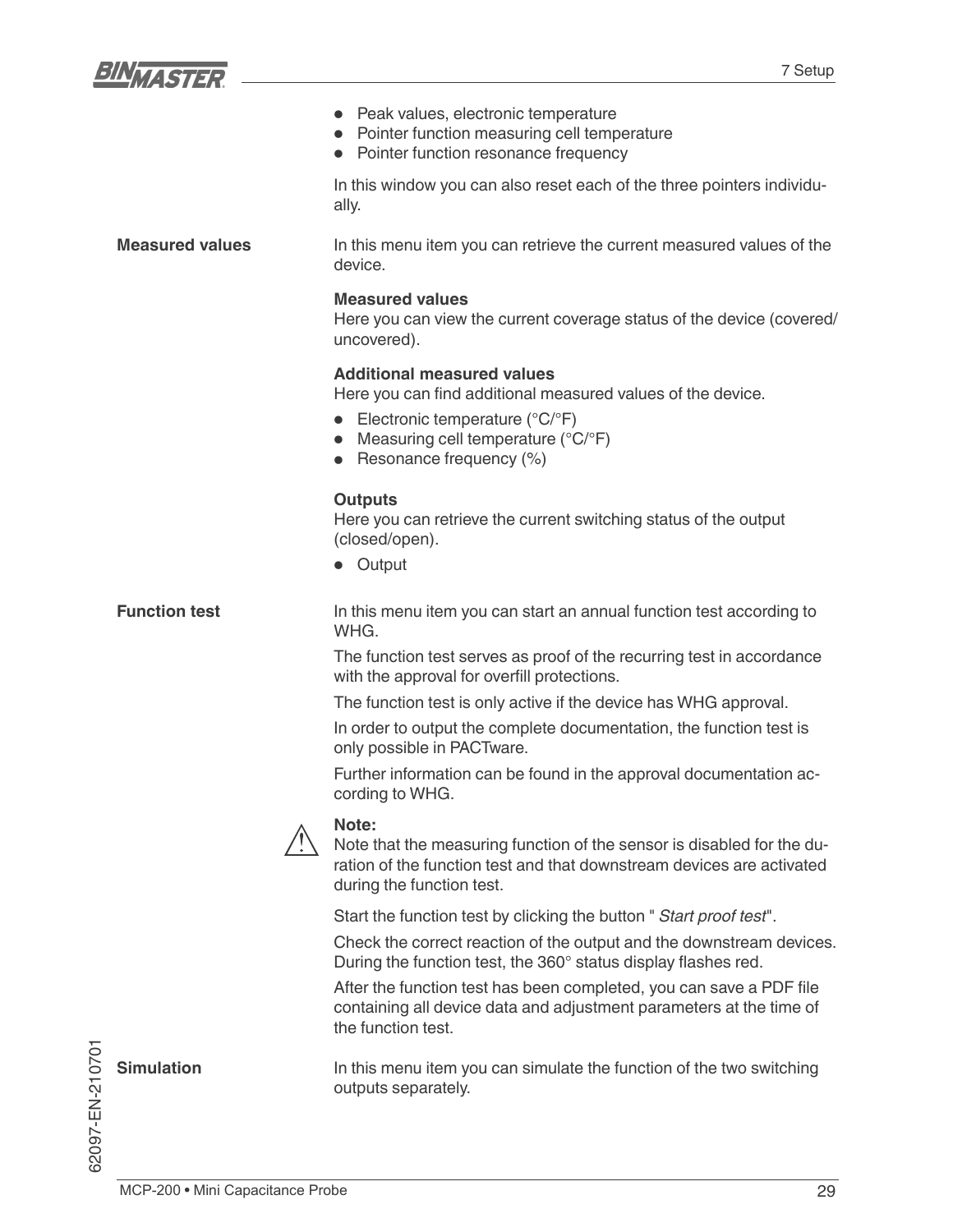- Peak values, electronic temperature
- Pointer function measuring cell temperature
- Pointer function resonance frequency

In this window you can also reset each of the three pointers individually.

**Measured values**

In this menu item you can retrieve the current measured values of the device.

**Measured values**
Here you can view the current coverage status of the device (covered/uncovered).

**Additional measured values**
Here you can find additional measured values of the device.

- Electronic temperature (°C/°F)
- Measuring cell temperature (°C/°F)
- Resonance frequency (%)

**Outputs**
Here you can retrieve the current switching status of the output (closed/open).

- Output

**Function test**

In this menu item you can start an annual function test according to WHG.

The function test serves as proof of the recurring test in accordance with the approval for overfill protections.

The function test is only active if the device has WHG approval.

In order to output the complete documentation, the function test is only possible in PACTware.

Further information can be found in the approval documentation according to WHG.

**Note:**
Note that the measuring function of the sensor is disabled for the duration of the function test and that downstream devices are activated during the function test.

Start the function test by clicking the button " *Start proof test*".

Check the correct reaction of the output and the downstream devices. During the function test, the 360° status display flashes red.

After the function test has been completed, you can save a PDF file containing all device data and adjustment parameters at the time of the function test.

**Simulation**

In this menu item you can simulate the function of the two switching outputs separately.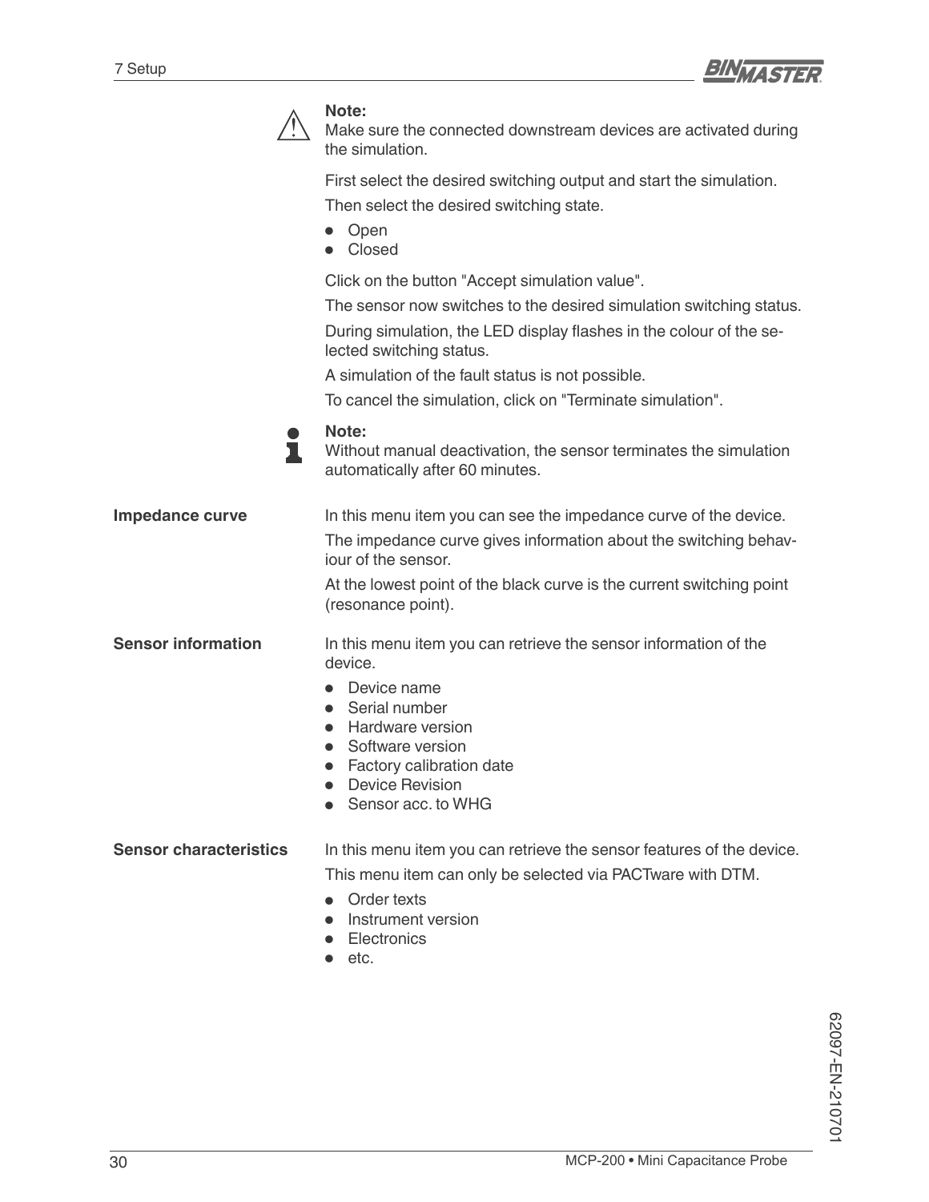**Note:**
Make sure the connected downstream devices are activated during the simulation.

First select the desired switching output and start the simulation.

Then select the desired switching state.

- Open
- Closed

Click on the button "Accept simulation value".

The sensor now switches to the desired simulation switching status.

During simulation, the LED display flashes in the colour of the selected switching status.

A simulation of the fault status is not possible.

To cancel the simulation, click on "Terminate simulation".

**Note:**
Without manual deactivation, the sensor terminates the simulation automatically after 60 minutes.

**Impedance curve**

In this menu item you can see the impedance curve of the device.

The impedance curve gives information about the switching behaviour of the sensor.

At the lowest point of the black curve is the current switching point (resonance point).

**Sensor information**

In this menu item you can retrieve the sensor information of the device.

- Device name
- Serial number
- Hardware version
- Software version
- Factory calibration date
- Device Revision
- Sensor acc. to WHG

**Sensor characteristics**

In this menu item you can retrieve the sensor features of the device.

This menu item can only be selected via PACTware with DTM.

- Order texts
- Instrument version
- Electronics
- etc.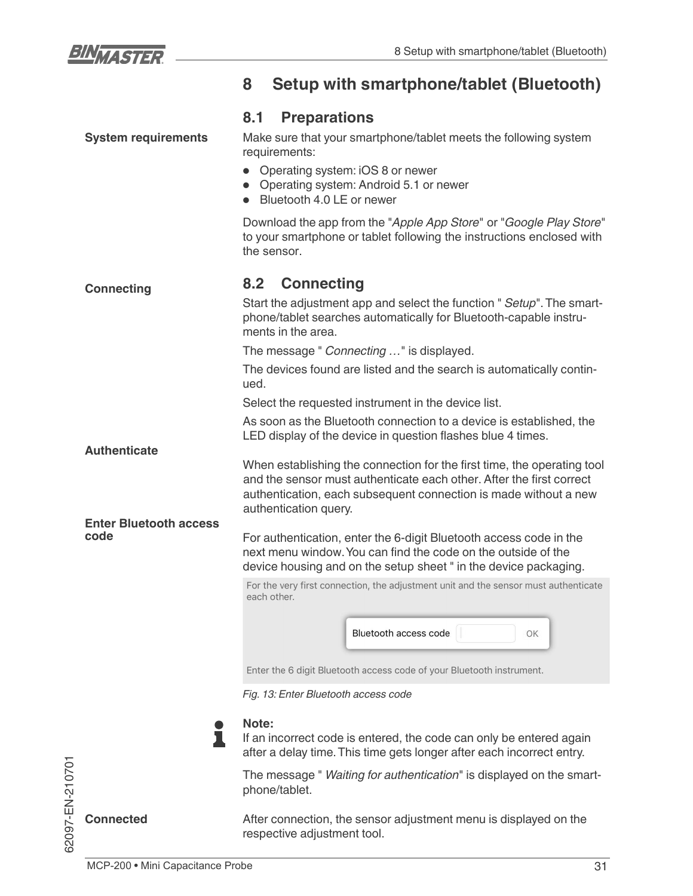# 8 Setup with smartphone/tablet (Bluetooth)

## 8.1 Preparations

**System requirements**

Make sure that your smartphone/tablet meets the following system requirements:

- Operating system: iOS 8 or newer
- Operating system: Android 5.1 or newer
- Bluetooth 4.0 LE or newer

Download the app from the "*Apple App Store*" or "*Google Play Store*" to your smartphone or tablet following the instructions enclosed with the sensor.

## 8.2 Connecting

**Connecting**

Start the adjustment app and select the function " *Setup*". The smartphone/tablet searches automatically for Bluetooth-capable instruments in the area.

The message " *Connecting …*" is displayed.

The devices found are listed and the search is automatically continued.

Select the requested instrument in the device list.

As soon as the Bluetooth connection to a device is established, the LED display of the device in question flashes blue 4 times.

**Authenticate**

When establishing the connection for the first time, the operating tool and the sensor must authenticate each other. After the first correct authentication, each subsequent connection is made without a new authentication query.

**Enter Bluetooth access code**

For authentication, enter the 6-digit Bluetooth access code in the next menu window. You can find the code on the outside of the device housing and on the setup sheet " in the device packaging.

For the very first connection, the adjustment unit and the sensor must authenticate each other.

Bluetooth access code | OK

Enter the 6 digit Bluetooth access code of your Bluetooth instrument.

*Fig. 13: Enter Bluetooth access code*

**Note:**
If an incorrect code is entered, the code can only be entered again after a delay time. This time gets longer after each incorrect entry.

The message " *Waiting for authentication*" is displayed on the smartphone/tablet.

**Connected**

After connection, the sensor adjustment menu is displayed on the respective adjustment tool.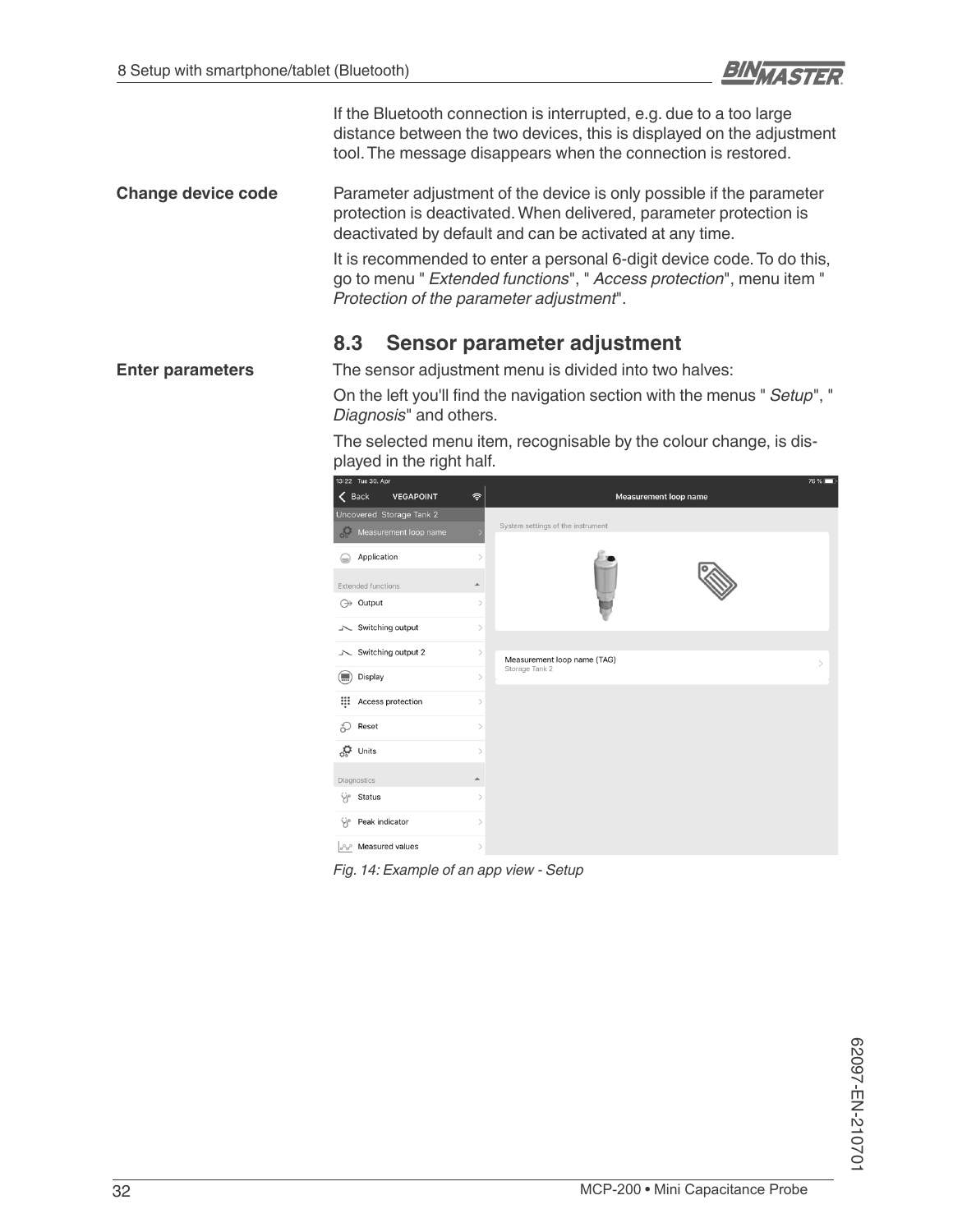If the Bluetooth connection is interrupted, e.g. due to a too large distance between the two devices, this is displayed on the adjustment tool. The message disappears when the connection is restored.

**Change device code**

Parameter adjustment of the device is only possible if the parameter protection is deactivated. When delivered, parameter protection is deactivated by default and can be activated at any time.

It is recommended to enter a personal 6-digit device code. To do this, go to menu " *Extended functions*", " *Access protection*", menu item " *Protection of the parameter adjustment*".

## 8.3 Sensor parameter adjustment

**Enter parameters**

The sensor adjustment menu is divided into two halves:

On the left you'll find the navigation section with the menus " *Setup*", " *Diagnosis*" and others.

The selected menu item, recognisable by the colour change, is displayed in the right half.

*Fig. 14: Example of an app view - Setup*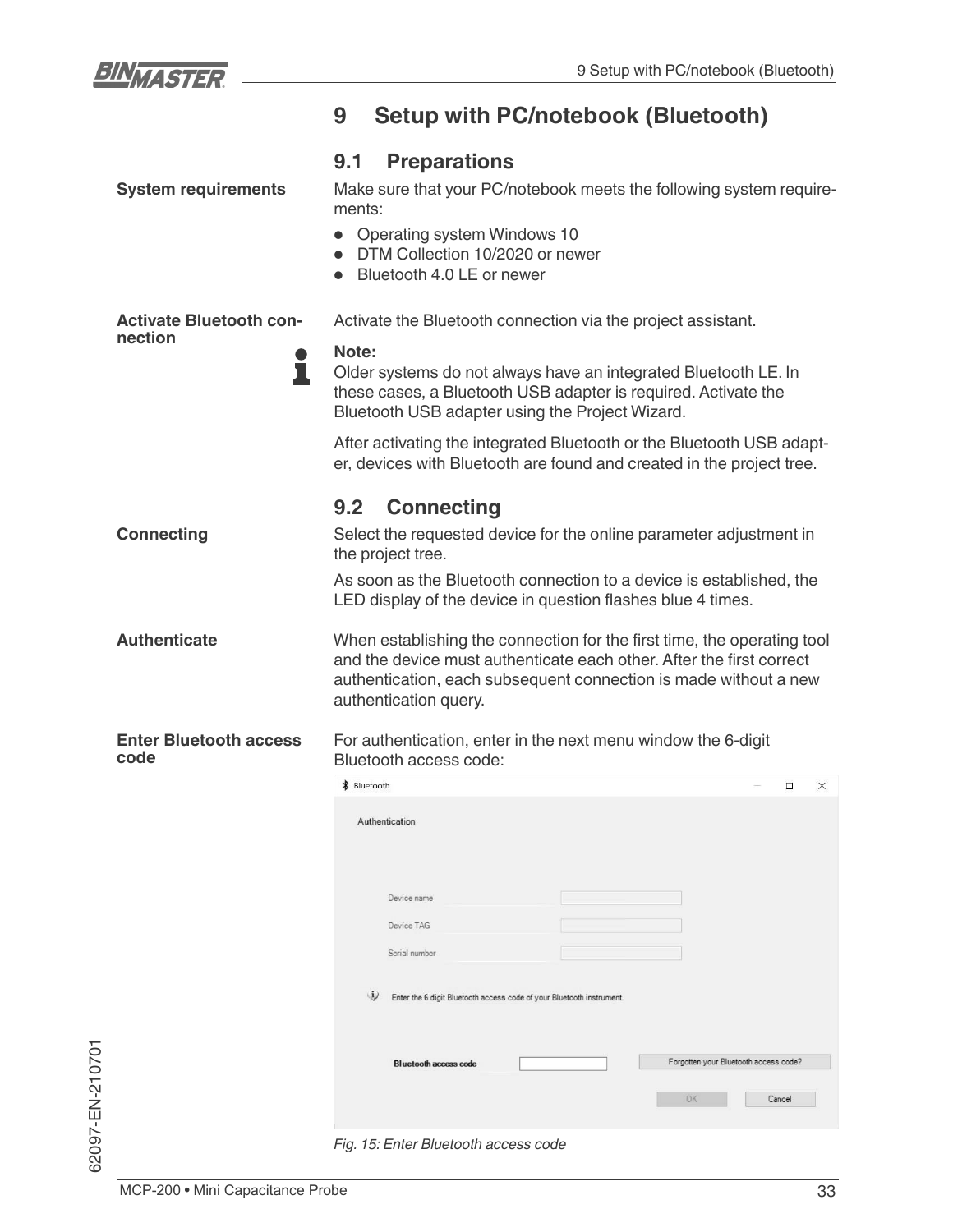# 9 Setup with PC/notebook (Bluetooth)

## 9.1 Preparations

**System requirements**

Make sure that your PC/notebook meets the following system requirements:

- Operating system Windows 10
- DTM Collection 10/2020 or newer
- Bluetooth 4.0 LE or newer

**Activate Bluetooth connection**

Activate the Bluetooth connection via the project assistant.

**Note:**
Older systems do not always have an integrated Bluetooth LE. In these cases, a Bluetooth USB adapter is required. Activate the Bluetooth USB adapter using the Project Wizard.

After activating the integrated Bluetooth or the Bluetooth USB adapter, devices with Bluetooth are found and created in the project tree.

## 9.2 Connecting

**Connecting**

Select the requested device for the online parameter adjustment in the project tree.

As soon as the Bluetooth connection to a device is established, the LED display of the device in question flashes blue 4 times.

**Authenticate**

When establishing the connection for the first time, the operating tool and the device must authenticate each other. After the first correct authentication, each subsequent connection is made without a new authentication query.

**Enter Bluetooth access code**

For authentication, enter in the next menu window the 6-digit Bluetooth access code:

*Fig. 15: Enter Bluetooth access code*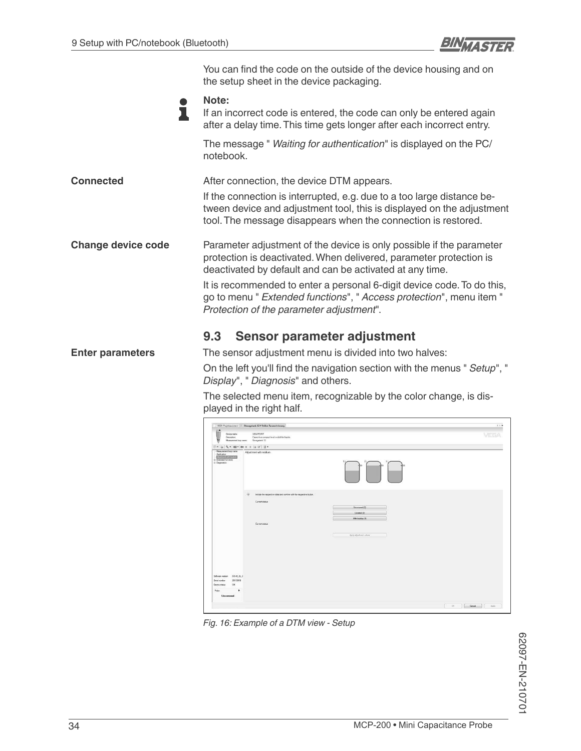You can find the code on the outside of the device housing and on the setup sheet in the device packaging.

**Note:**
If an incorrect code is entered, the code can only be entered again after a delay time. This time gets longer after each incorrect entry.

The message " *Waiting for authentication*" is displayed on the PC/notebook.

**Connected**

After connection, the device DTM appears.

If the connection is interrupted, e.g. due to a too large distance between device and adjustment tool, this is displayed on the adjustment tool. The message disappears when the connection is restored.

**Change device code**

Parameter adjustment of the device is only possible if the parameter protection is deactivated. When delivered, parameter protection is deactivated by default and can be activated at any time.

It is recommended to enter a personal 6-digit device code. To do this, go to menu " *Extended functions*", " *Access protection*", menu item " *Protection of the parameter adjustment*".

## 9.3 Sensor parameter adjustment

**Enter parameters**

The sensor adjustment menu is divided into two halves:

On the left you'll find the navigation section with the menus " *Setup*", " *Display*", " *Diagnosis*" and others.

The selected menu item, recognizable by the color change, is displayed in the right half.

*Fig. 16: Example of a DTM view - Setup*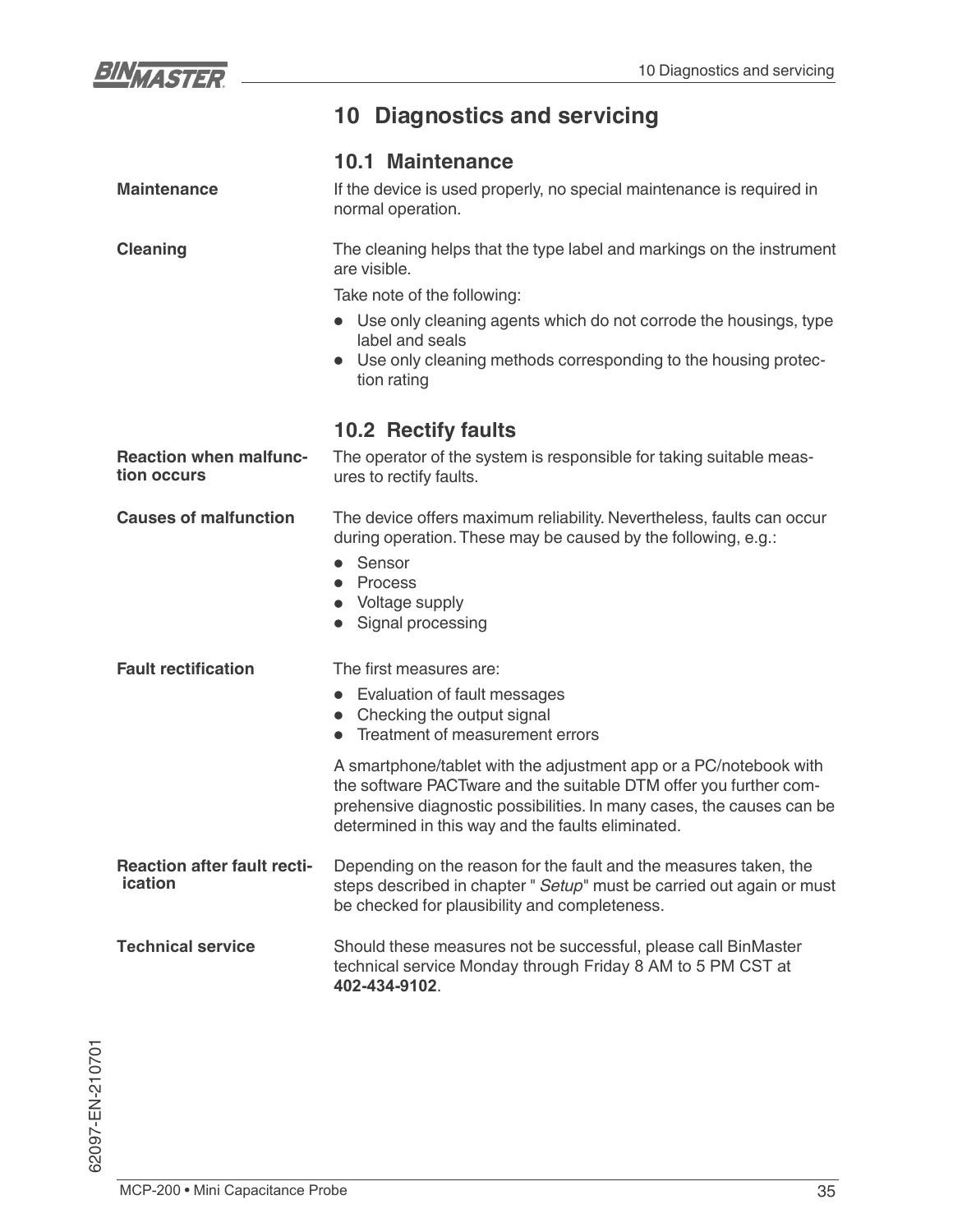# 10 Diagnostics and servicing

## 10.1 Maintenance

**Maintenance**

If the device is used properly, no special maintenance is required in normal operation.

**Cleaning**

The cleaning helps that the type label and markings on the instrument are visible.

Take note of the following:

- Use only cleaning agents which do not corrode the housings, type label and seals
- Use only cleaning methods corresponding to the housing protection rating

## 10.2 Rectify faults

**Reaction when malfunction occurs**

The operator of the system is responsible for taking suitable measures to rectify faults.

**Causes of malfunction**

The device offers maximum reliability. Nevertheless, faults can occur during operation. These may be caused by the following, e.g.:

- Sensor
- Process
- Voltage supply
- Signal processing

**Fault rectification**

The first measures are:

- Evaluation of fault messages
- Checking the output signal
- Treatment of measurement errors

A smartphone/tablet with the adjustment app or a PC/notebook with the software PACTware and the suitable DTM offer you further comprehensive diagnostic possibilities. In many cases, the causes can be determined in this way and the faults eliminated.

**Reaction after fault rectiication**

Depending on the reason for the fault and the measures taken, the steps described in chapter " *Setup*" must be carried out again or must be checked for plausibility and completeness.

**Technical service**

Should these measures not be successful, please call BinMaster technical service Monday through Friday 8 AM to 5 PM CST at **402-434-9102**.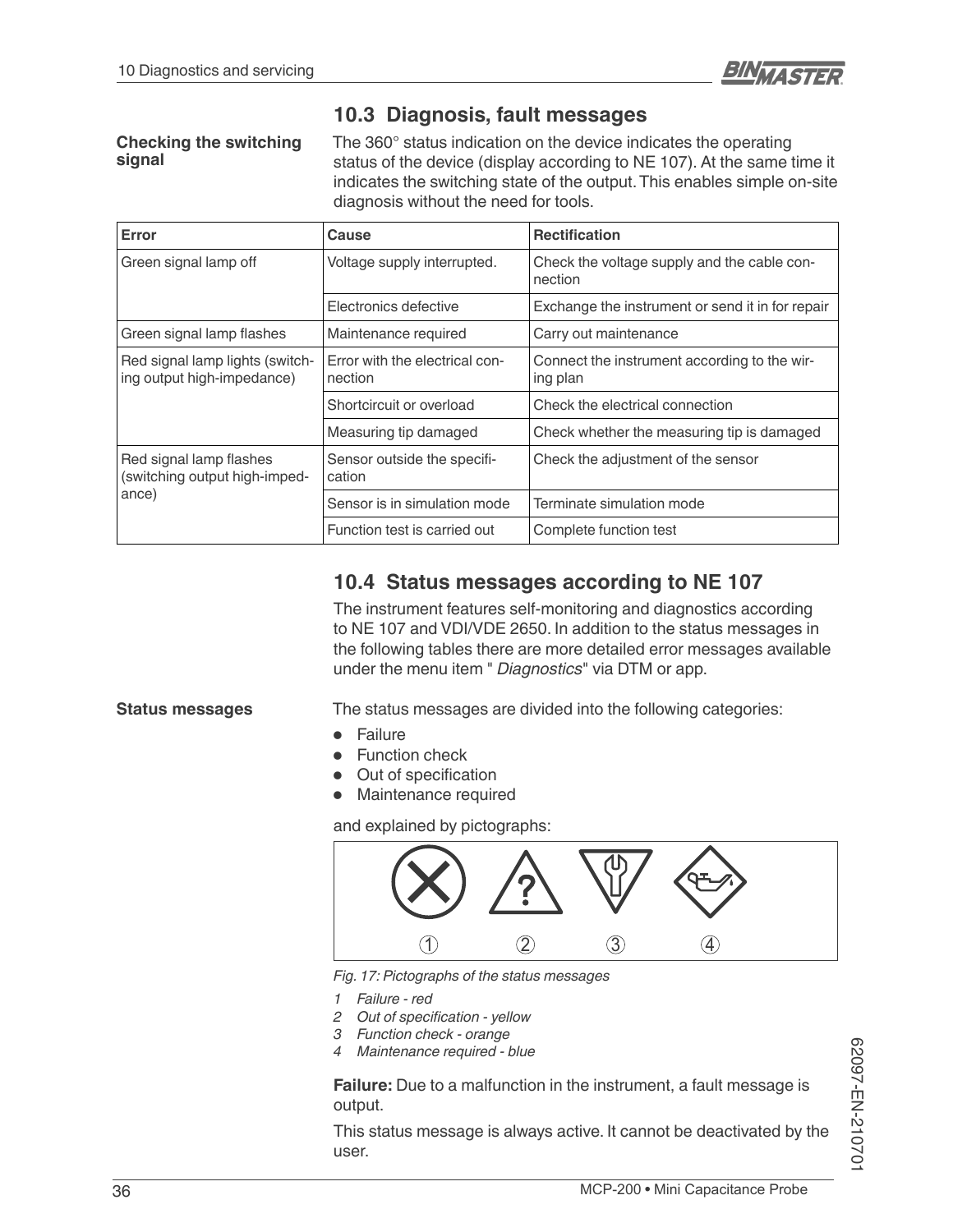## 10.3 Diagnosis, fault messages

**Checking the switching signal**

The 360° status indication on the device indicates the operating status of the device (display according to NE 107). At the same time it indicates the switching state of the output. This enables simple on-site diagnosis without the need for tools.

| Error | Cause | Rectification |
|---|---|---|
| Green signal lamp off | Voltage supply interrupted. | Check the voltage supply and the cable connection |
| | Electronics defective | Exchange the instrument or send it in for repair |
| Green signal lamp flashes | Maintenance required | Carry out maintenance |
| Red signal lamp lights (switching output high-impedance) | Error with the electrical connection | Connect the instrument according to the wiring plan |
| | Shortcircuit or overload | Check the electrical connection |
| | Measuring tip damaged | Check whether the measuring tip is damaged |
| Red signal lamp flashes (switching output high-impedance) | Sensor outside the specification | Check the adjustment of the sensor |
| | Sensor is in simulation mode | Terminate simulation mode |
| | Function test is carried out | Complete function test |

## 10.4 Status messages according to NE 107

The instrument features self-monitoring and diagnostics according to NE 107 and VDI/VDE 2650. In addition to the status messages in the following tables there are more detailed error messages available under the menu item " *Diagnostics*" via DTM or app.

**Status messages**

The status messages are divided into the following categories:

- Failure
- Function check
- Out of specification
- Maintenance required

and explained by pictographs:

*Fig. 17: Pictographs of the status messages*

1. *Failure - red*
2. *Out of specification - yellow*
3. *Function check - orange*
4. *Maintenance required - blue*

**Failure:** Due to a malfunction in the instrument, a fault message is output.

This status message is always active. It cannot be deactivated by the user.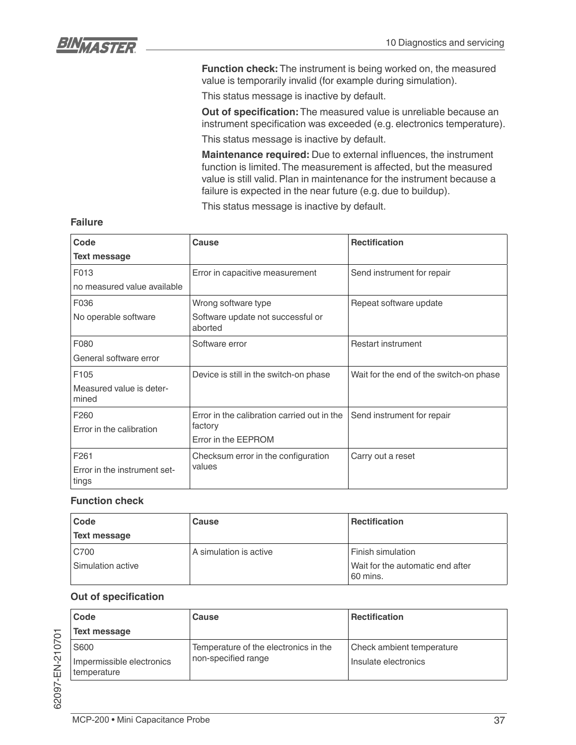**Function check:** The instrument is being worked on, the measured value is temporarily invalid (for example during simulation).

This status message is inactive by default.

**Out of specification:** The measured value is unreliable because an instrument specification was exceeded (e.g. electronics temperature).

This status message is inactive by default.

**Maintenance required:** Due to external influences, the instrument function is limited. The measurement is affected, but the measured value is still valid. Plan in maintenance for the instrument because a failure is expected in the near future (e.g. due to buildup).

This status message is inactive by default.

### Failure

| Code<br>Text message | Cause | Rectification |
|---|---|---|
| F013<br>no measured value available | Error in capacitive measurement | Send instrument for repair |
| F036<br>No operable software | Wrong software type<br>Software update not successful or aborted | Repeat software update |
| F080<br>General software error | Software error | Restart instrument |
| F105<br>Measured value is determined | Device is still in the switch-on phase | Wait for the end of the switch-on phase |
| F260<br>Error in the calibration | Error in the calibration carried out in the factory<br>Error in the EEPROM | Send instrument for repair |
| F261<br>Error in the instrument settings | Checksum error in the configuration values | Carry out a reset |

### Function check

| Code<br>Text message | Cause | Rectification |
|---|---|---|
| C700<br>Simulation active | A simulation is active | Finish simulation<br>Wait for the automatic end after 60 mins. |

### Out of specification

| Code<br>Text message | Cause | Rectification |
|---|---|---|
| S600<br>Impermissible electronics temperature | Temperature of the electronics in the non-specified range | Check ambient temperature<br>Insulate electronics |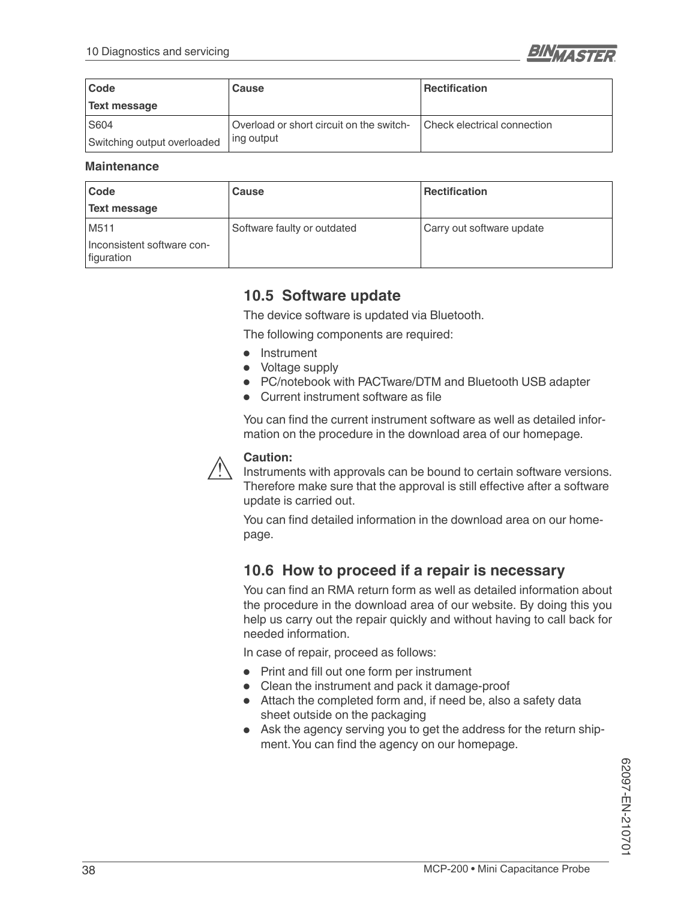| Code<br>Text message | Cause | Rectification |
|---|---|---|
| S604<br>Switching output overloaded | Overload or short circuit on the switching output | Check electrical connection |

**Maintenance**

| Code<br>Text message | Cause | Rectification |
|---|---|---|
| M511<br>Inconsistent software configuration | Software faulty or outdated | Carry out software update |

## 10.5 Software update

The device software is updated via Bluetooth.

The following components are required:

- Instrument
- Voltage supply
- PC/notebook with PACTware/DTM and Bluetooth USB adapter
- Current instrument software as file

You can find the current instrument software as well as detailed information on the procedure in the download area of our homepage.

**Caution:**
Instruments with approvals can be bound to certain software versions. Therefore make sure that the approval is still effective after a software update is carried out.

You can find detailed information in the download area on our homepage.

## 10.6 How to proceed if a repair is necessary

You can find an RMA return form as well as detailed information about the procedure in the download area of our website. By doing this you help us carry out the repair quickly and without having to call back for needed information.

In case of repair, proceed as follows:

- Print and fill out one form per instrument
- Clean the instrument and pack it damage-proof
- Attach the completed form and, if need be, also a safety data sheet outside on the packaging
- Ask the agency serving you to get the address for the return shipment. You can find the agency on our homepage.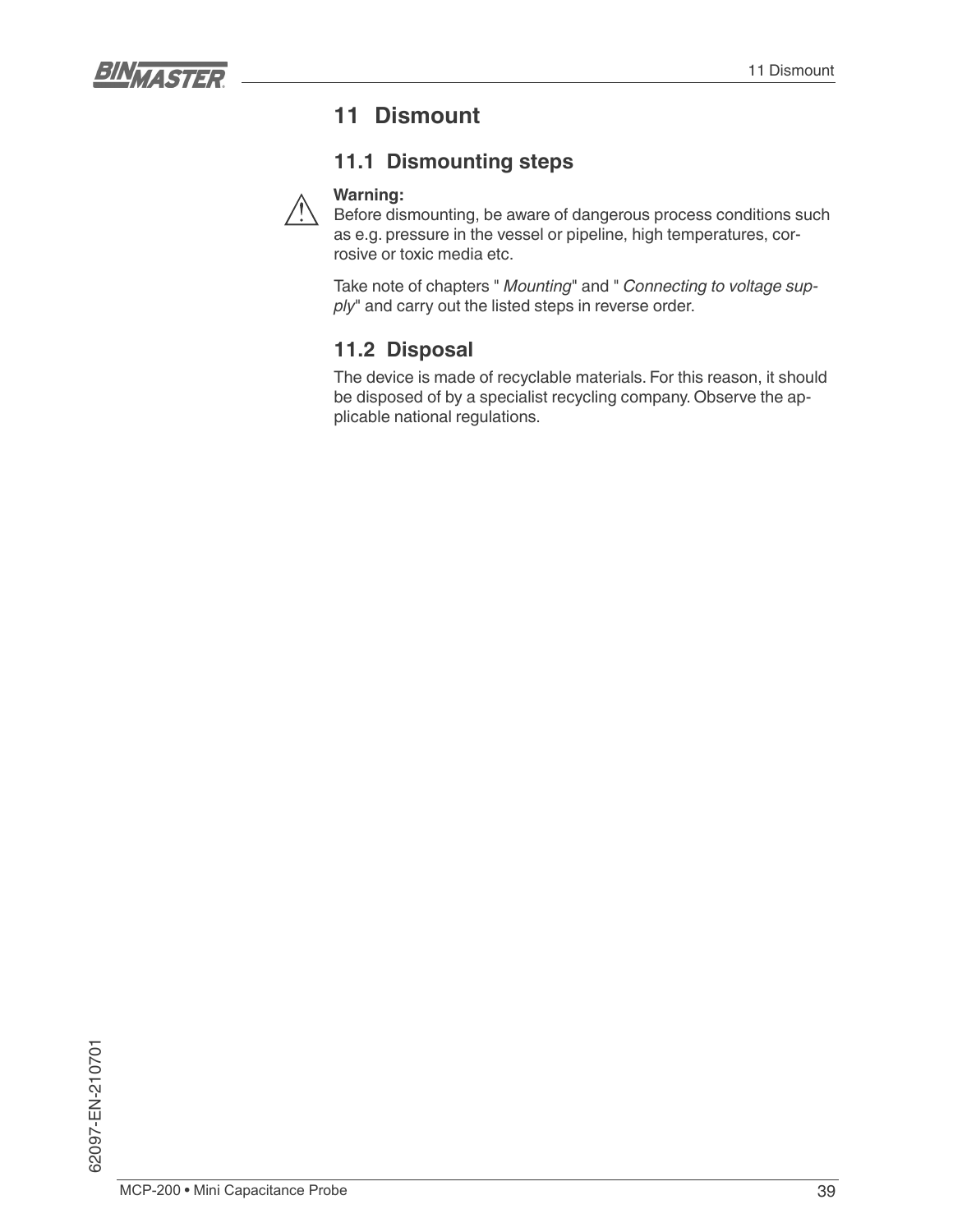# 11 Dismount

## 11.1 Dismounting steps

**Warning:**
Before dismounting, be aware of dangerous process conditions such as e.g. pressure in the vessel or pipeline, high temperatures, corrosive or toxic media etc.

Take note of chapters " *Mounting*" and " *Connecting to voltage supply*" and carry out the listed steps in reverse order.

## 11.2 Disposal

The device is made of recyclable materials. For this reason, it should be disposed of by a specialist recycling company. Observe the applicable national regulations.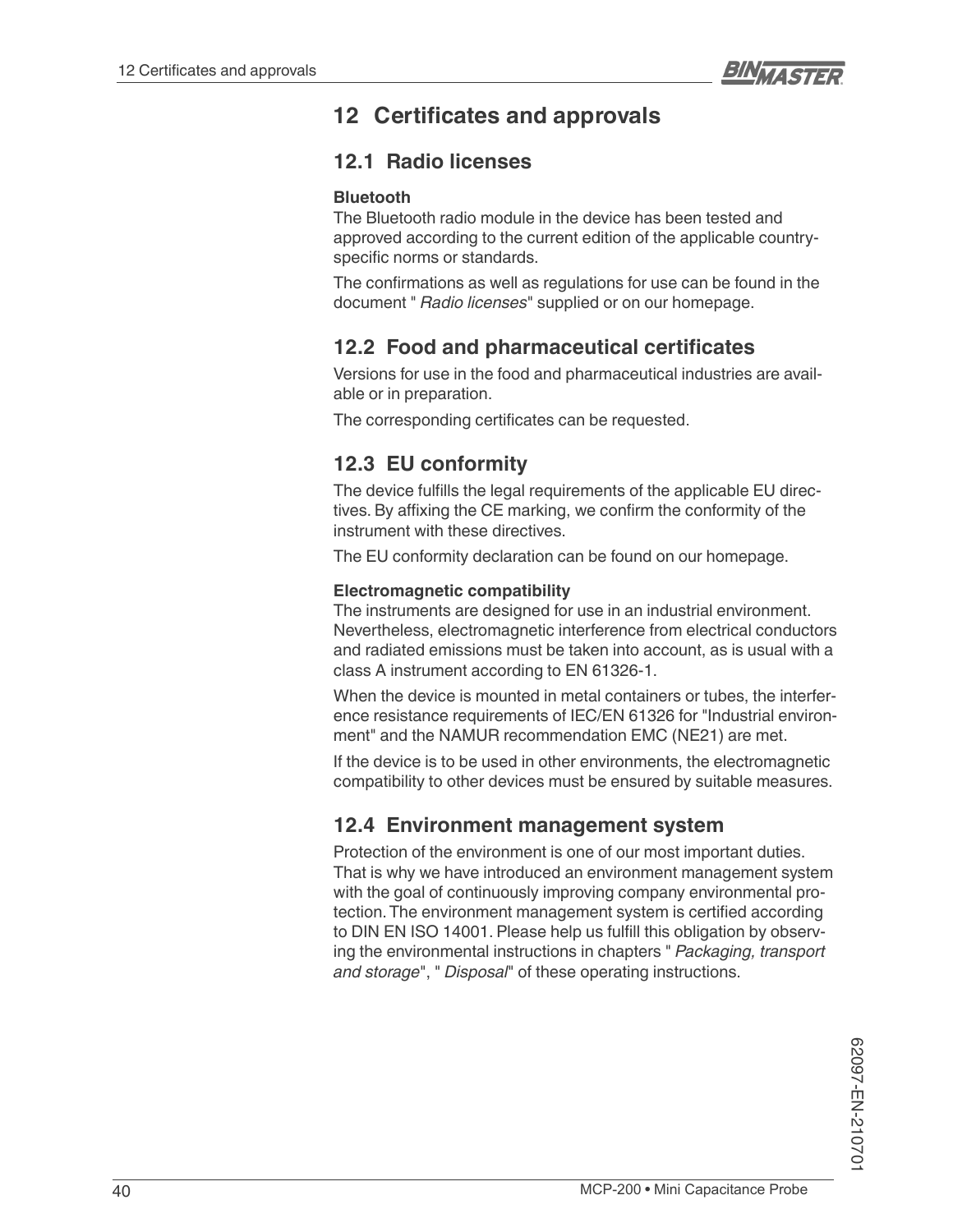# 12 Certificates and approvals

## 12.1 Radio licenses

**Bluetooth**

The Bluetooth radio module in the device has been tested and approved according to the current edition of the applicable country-specific norms or standards.

The confirmations as well as regulations for use can be found in the document " *Radio licenses*" supplied or on our homepage.

## 12.2 Food and pharmaceutical certificates

Versions for use in the food and pharmaceutical industries are available or in preparation.

The corresponding certificates can be requested.

## 12.3 EU conformity

The device fulfills the legal requirements of the applicable EU directives. By affixing the CE marking, we confirm the conformity of the instrument with these directives.

The EU conformity declaration can be found on our homepage.

**Electromagnetic compatibility**

The instruments are designed for use in an industrial environment. Nevertheless, electromagnetic interference from electrical conductors and radiated emissions must be taken into account, as is usual with a class A instrument according to EN 61326-1.

When the device is mounted in metal containers or tubes, the interference resistance requirements of IEC/EN 61326 for "Industrial environment" and the NAMUR recommendation EMC (NE21) are met.

If the device is to be used in other environments, the electromagnetic compatibility to other devices must be ensured by suitable measures.

## 12.4 Environment management system

Protection of the environment is one of our most important duties. That is why we have introduced an environment management system with the goal of continuously improving company environmental protection. The environment management system is certified according to DIN EN ISO 14001. Please help us fulfill this obligation by observing the environmental instructions in chapters " *Packaging, transport and storage*", " *Disposal*" of these operating instructions.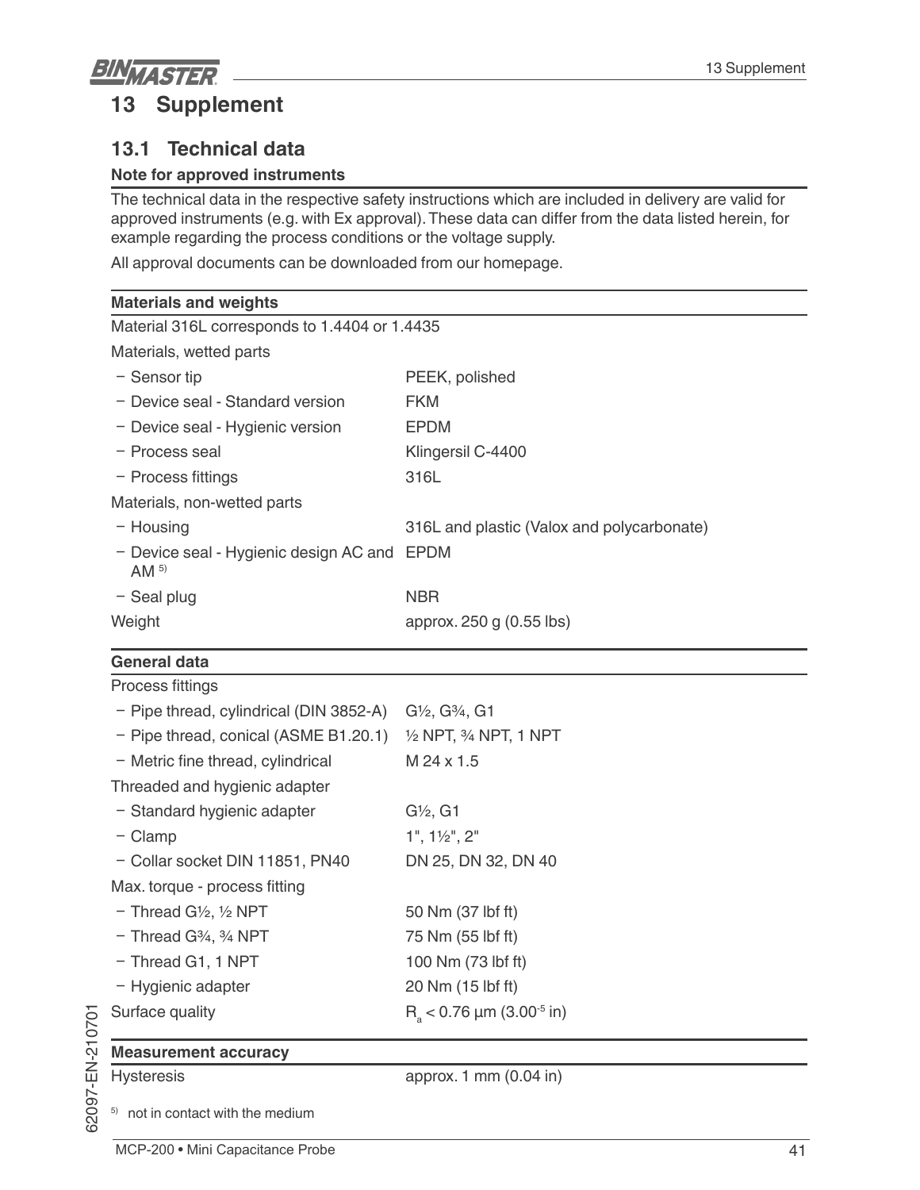# 13 Supplement

## 13.1 Technical data

**Note for approved instruments**

The technical data in the respective safety instructions which are included in delivery are valid for approved instruments (e.g. with Ex approval). These data can differ from the data listed herein, for example regarding the process conditions or the voltage supply.

All approval documents can be downloaded from our homepage.

| **Materials and weights** | |
|---|---|
| Material 316L corresponds to 1.4404 or 1.4435 | |
| Materials, wetted parts | |
| − Sensor tip | PEEK, polished |
| − Device seal - Standard version | FKM |
| − Device seal - Hygienic version | EPDM |
| − Process seal | Klingersil C-4400 |
| − Process fittings | 316L |
| Materials, non-wetted parts | |
| − Housing | 316L and plastic (Valox and polycarbonate) |
| − Device seal - Hygienic design AC and AM [5] | EPDM |
| − Seal plug | NBR |
| Weight | approx. 250 g (0.55 lbs) |

| **General data** | |
|---|---|
| Process fittings | |
| − Pipe thread, cylindrical (DIN 3852-A) | G½, G¾, G1 |
| − Pipe thread, conical (ASME B1.20.1) | ½ NPT, ¾ NPT, 1 NPT |
| − Metric fine thread, cylindrical | M 24 x 1.5 |
| Threaded and hygienic adapter | |
| − Standard hygienic adapter | G½, G1 |
| − Clamp | 1", 1½", 2" |
| − Collar socket DIN 11851, PN40 | DN 25, DN 32, DN 40 |
| Max. torque - process fitting | |
| − Thread G½, ½ NPT | 50 Nm (37 lbf ft) |
| − Thread G¾, ¾ NPT | 75 Nm (55 lbf ft) |
| − Thread G1, 1 NPT | 100 Nm (73 lbf ft) |
| − Hygienic adapter | 20 Nm (15 lbf ft) |
| Surface quality | $R_a$ < 0.76 µm ($3.00^{-5}$ in) |

| **Measurement accuracy** | |
|---|---|
| Hysteresis | approx. 1 mm (0.04 in) |

[5] not in contact with the medium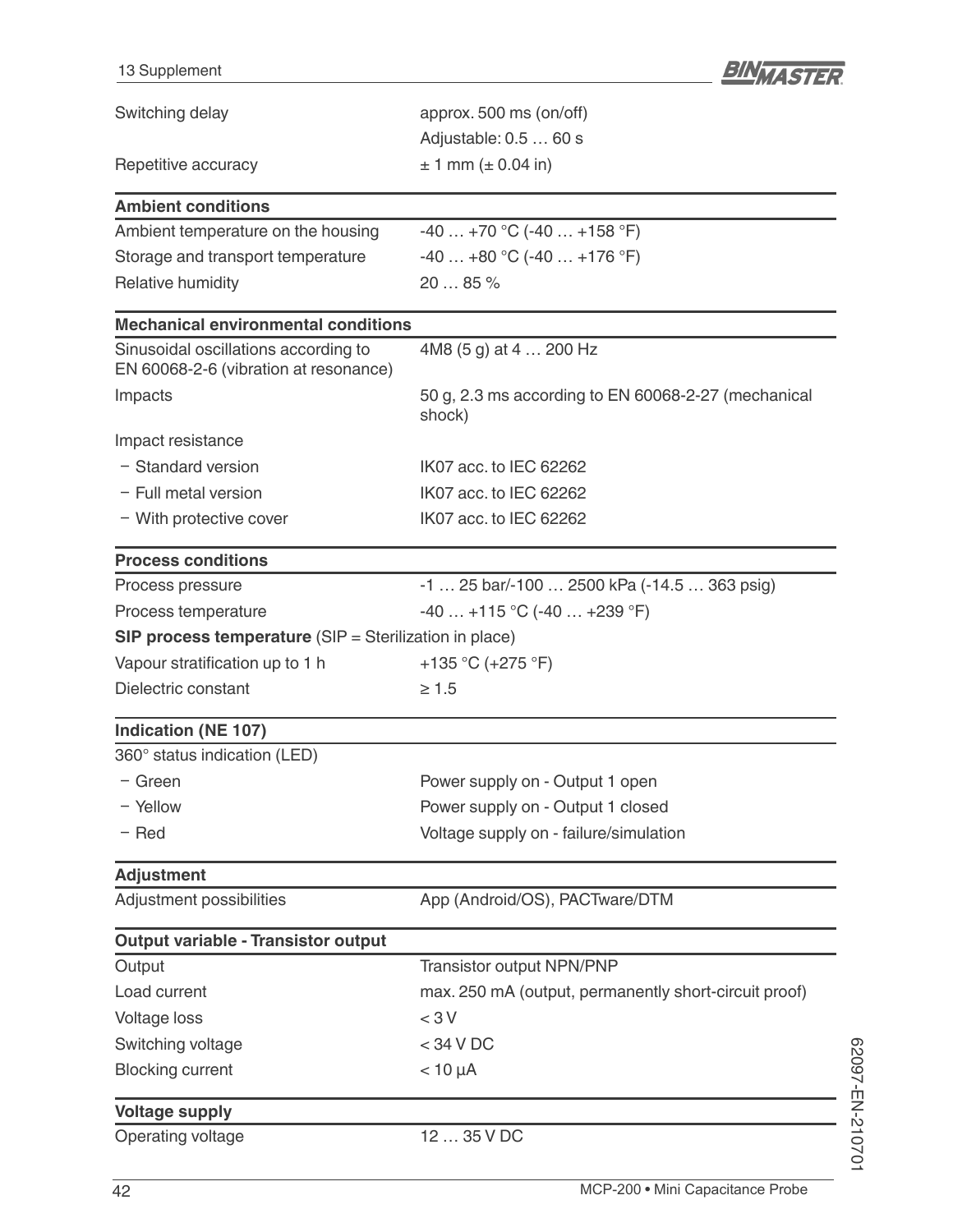| | |
|---|---|
| Switching delay | approx. 500 ms (on/off) |
| | Adjustable: 0.5 … 60 s |
| Repetitive accuracy | ± 1 mm (± 0.04 in) |

**Ambient conditions**

| | |
|---|---|
| Ambient temperature on the housing | -40 … +70 °C (-40 … +158 °F) |
| Storage and transport temperature | -40 … +80 °C (-40 … +176 °F) |
| Relative humidity | 20 … 85 % |

**Mechanical environmental conditions**

| | |
|---|---|
| Sinusoidal oscillations according to EN 60068-2-6 (vibration at resonance) | 4M8 (5 g) at 4 … 200 Hz |
| Impacts | 50 g, 2.3 ms according to EN 60068-2-27 (mechanical shock) |
| Impact resistance | |
| − Standard version | IK07 acc. to IEC 62262 |
| − Full metal version | IK07 acc. to IEC 62262 |
| − With protective cover | IK07 acc. to IEC 62262 |

**Process conditions**

| | |
|---|---|
| Process pressure | -1 … 25 bar/-100 … 2500 kPa (-14.5 … 363 psig) |
| Process temperature | -40 … +115 °C (-40 … +239 °F) |

**SIP process temperature** (SIP = Sterilization in place)

| | |
|---|---|
| Vapour stratification up to 1 h | +135 °C (+275 °F) |
| Dielectric constant | ≥ 1.5 |

**Indication (NE 107)**

| | |
|---|---|
| 360° status indication (LED) | |
| − Green | Power supply on - Output 1 open |
| − Yellow | Power supply on - Output 1 closed |
| − Red | Voltage supply on - failure/simulation |

**Adjustment**

| | |
|---|---|
| Adjustment possibilities | App (Android/OS), PACTware/DTM |

**Output variable - Transistor output**

| | |
|---|---|
| Output | Transistor output NPN/PNP |
| Load current | max. 250 mA (output, permanently short-circuit proof) |
| Voltage loss | < 3 V |
| Switching voltage | < 34 V DC |
| Blocking current | < 10 µA |

**Voltage supply**

| | |
|---|---|
| Operating voltage | 12 … 35 V DC |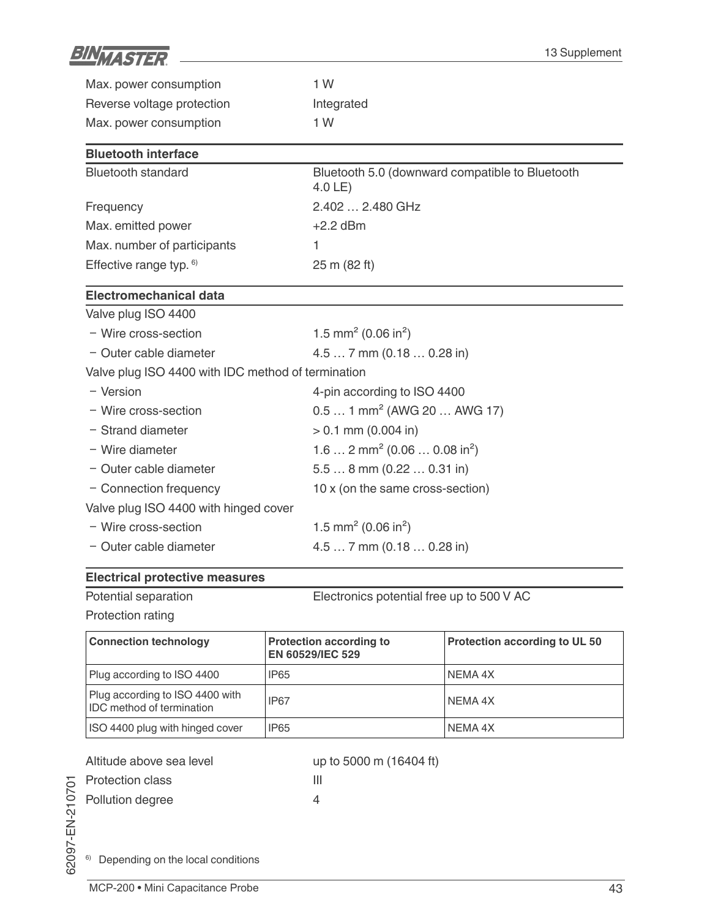Max. power consumption 1 W

Reverse voltage protection Integrated

Max. power consumption 1 W

**Bluetooth interface**

| | |
|---|---|
| Bluetooth standard | Bluetooth 5.0 (downward compatible to Bluetooth 4.0 LE) |
| Frequency | 2.402 … 2.480 GHz |
| Max. emitted power | +2.2 dBm |
| Max. number of participants | 1 |
| Effective range typ. [6] | 25 m (82 ft) |

**Electromechanical data**

Valve plug ISO 4400

- Wire cross-section: 1.5 mm² (0.06 in²)
- Outer cable diameter: 4.5 … 7 mm (0.18 … 0.28 in)

Valve plug ISO 4400 with IDC method of termination

- Version: 4-pin according to ISO 4400
- Wire cross-section: 0.5 … 1 mm² (AWG 20 … AWG 17)
- Strand diameter: > 0.1 mm (0.004 in)
- Wire diameter: 1.6 … 2 mm² (0.06 … 0.08 in²)
- Outer cable diameter: 5.5 … 8 mm (0.22 … 0.31 in)
- Connection frequency: 10 x (on the same cross-section)

Valve plug ISO 4400 with hinged cover

- Wire cross-section: 1.5 mm² (0.06 in²)
- Outer cable diameter: 4.5 … 7 mm (0.18 … 0.28 in)

**Electrical protective measures**

Potential separation: Electronics potential free up to 500 V AC

Protection rating

| Connection technology | Protection according to EN 60529/IEC 529 | Protection according to UL 50 |
|---|---|---|
| Plug according to ISO 4400 | IP65 | NEMA 4X |
| Plug according to ISO 4400 with IDC method of termination | IP67 | NEMA 4X |
| ISO 4400 plug with hinged cover | IP65 | NEMA 4X |

Altitude above sea level: up to 5000 m (16404 ft)

Protection class: III

Pollution degree: 4

[6] Depending on the local conditions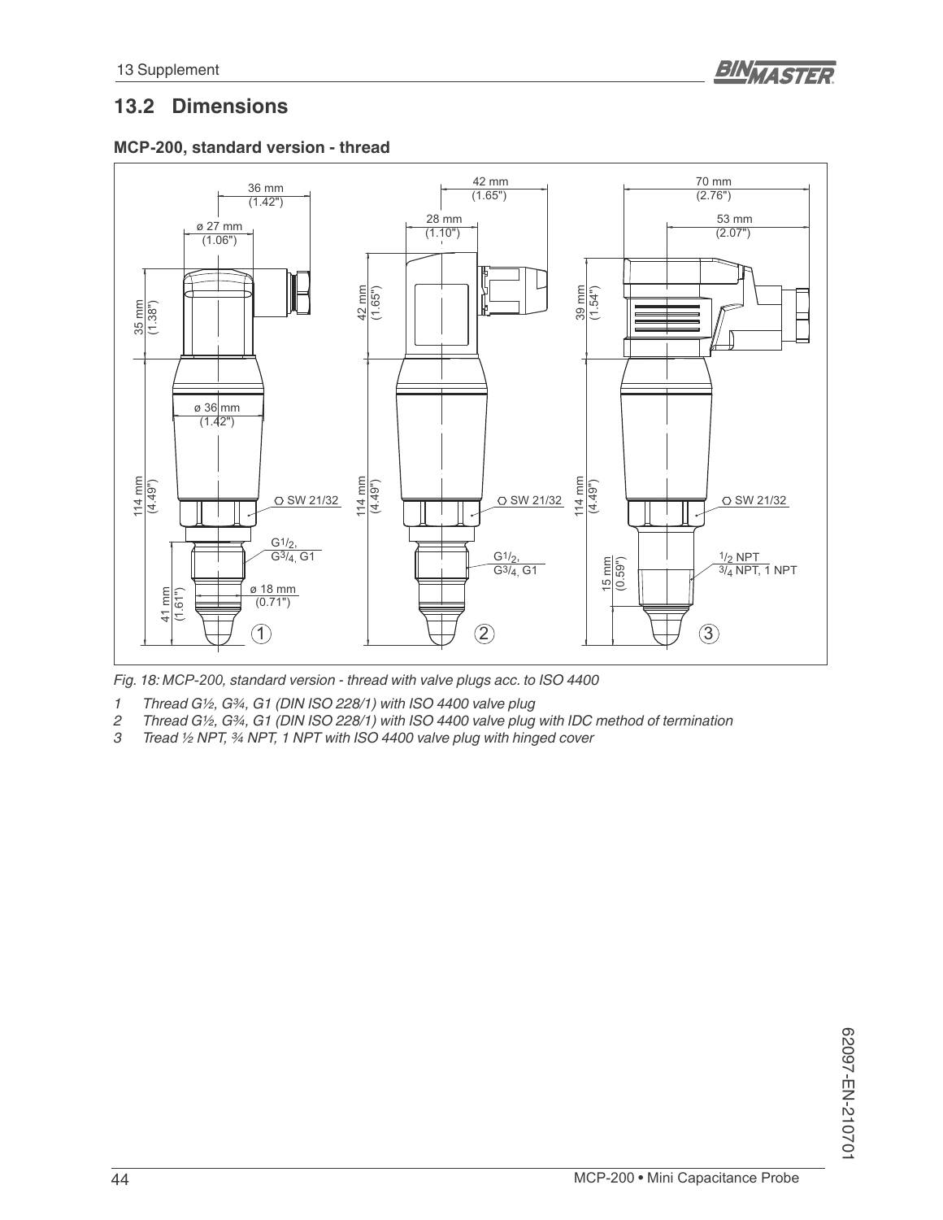## 13.2 Dimensions

### MCP-200, standard version - thread

*Fig. 18: MCP-200, standard version - thread with valve plugs acc. to ISO 4400*

1. *Thread G½, G¾, G1 (DIN ISO 228/1) with ISO 4400 valve plug*
2. *Thread G½, G¾, G1 (DIN ISO 228/1) with ISO 4400 valve plug with IDC method of termination*
3. *Tread ½ NPT, ¾ NPT, 1 NPT with ISO 4400 valve plug with hinged cover*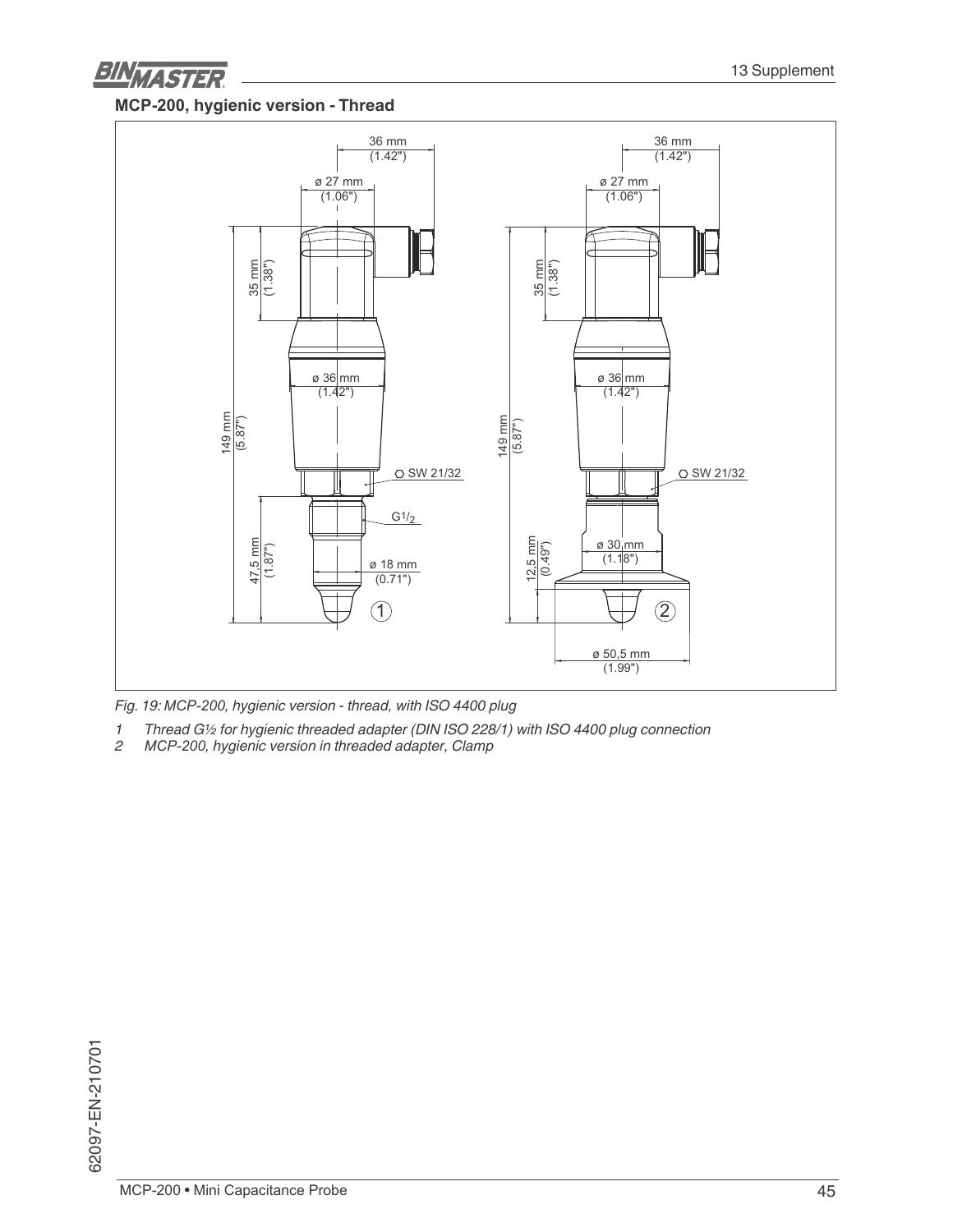**MCP-200, hygienic version - Thread**

*Fig. 19: MCP-200, hygienic version - thread, with ISO 4400 plug*

1. *Thread G½ for hygienic threaded adapter (DIN ISO 228/1) with ISO 4400 plug connection*
2. *MCP-200, hygienic version in threaded adapter, Clamp*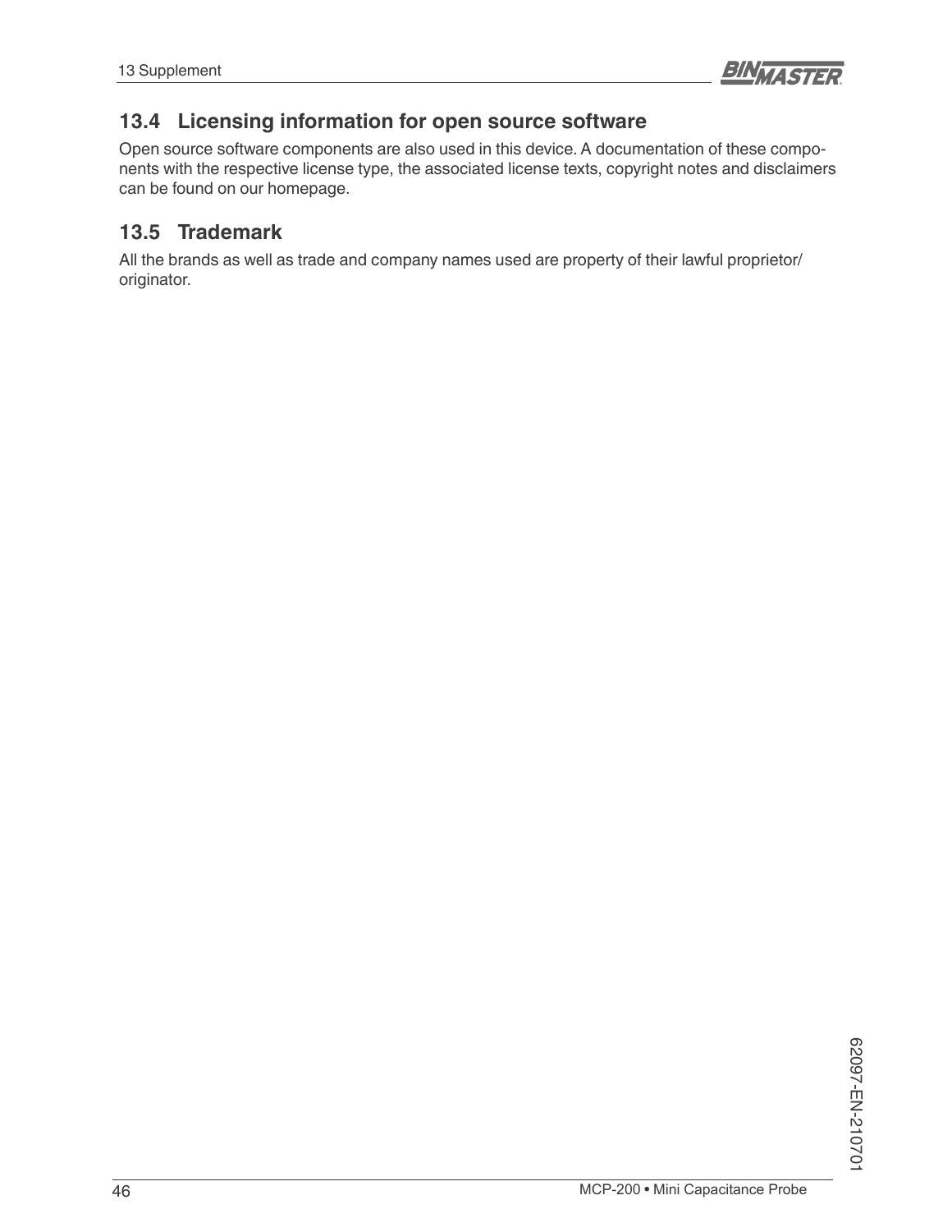## 13.4 Licensing information for open source software

Open source software components are also used in this device. A documentation of these components with the respective license type, the associated license texts, copyright notes and disclaimers can be found on our homepage.

## 13.5 Trademark

All the brands as well as trade and company names used are property of their lawful proprietor/originator.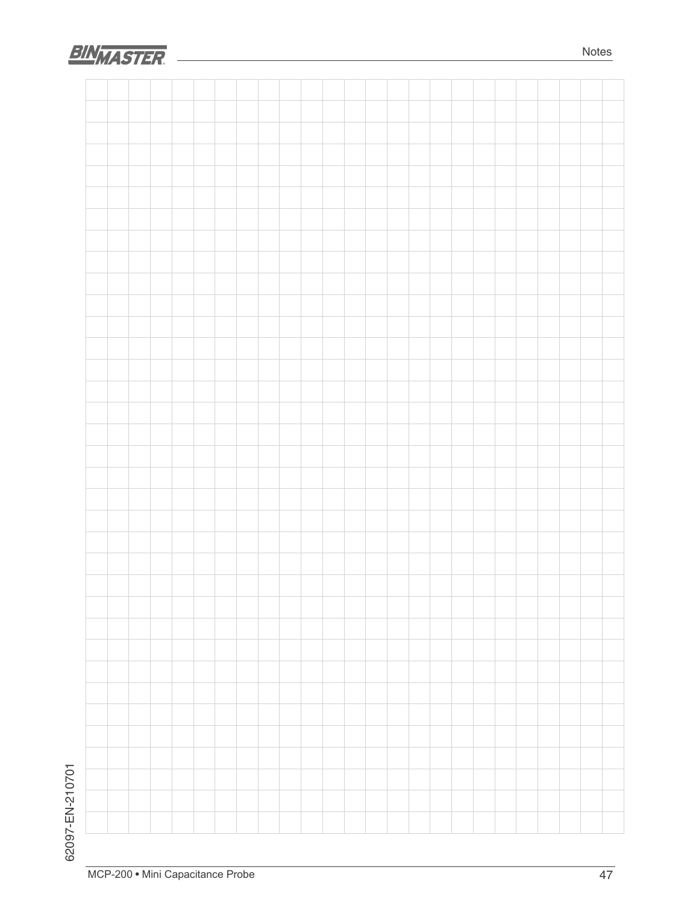# Notes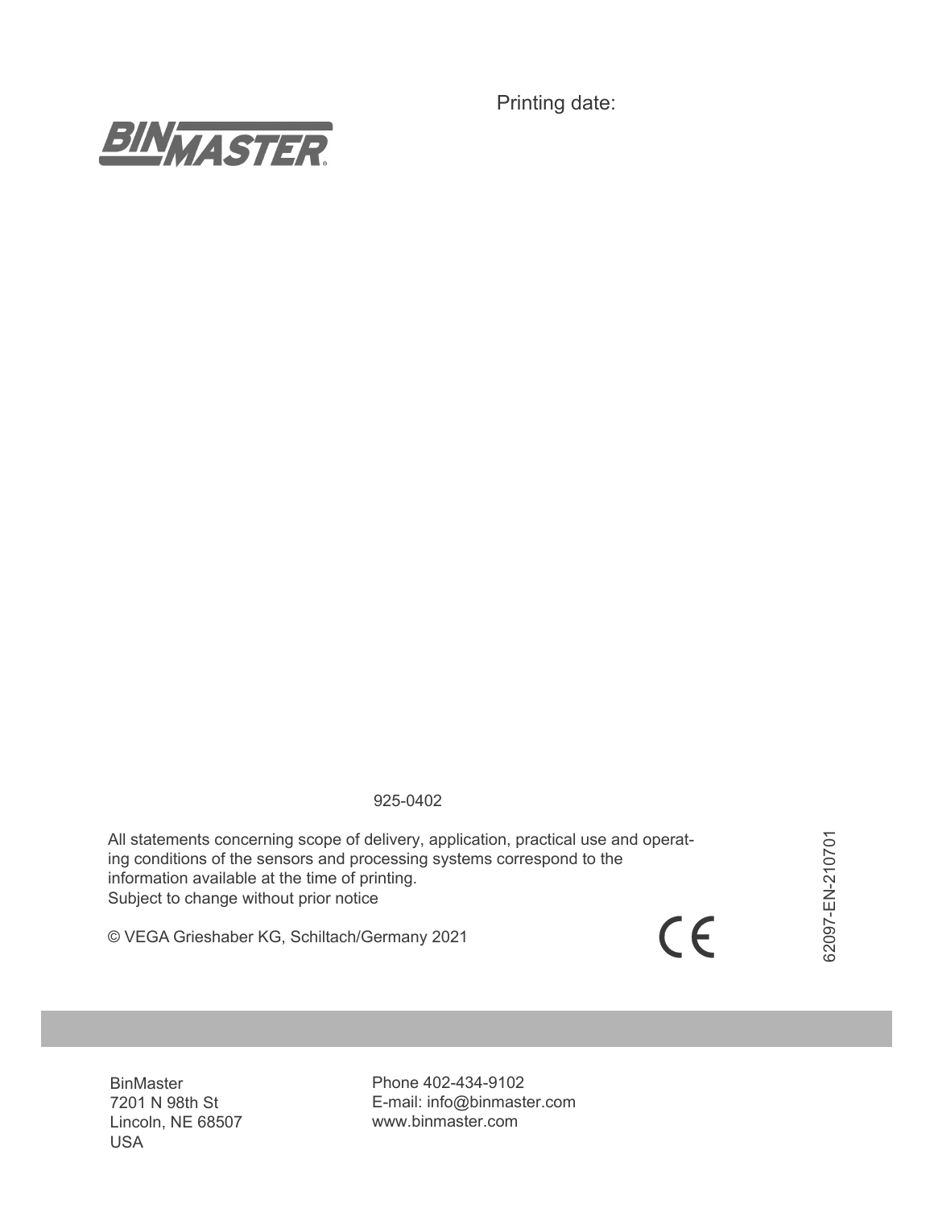Printing date:

BINMASTER

925-0402

All statements concerning scope of delivery, application, practical use and operating conditions of the sensors and processing systems correspond to the information available at the time of printing.
Subject to change without prior notice

© VEGA Grieshaber KG, Schiltach/Germany 2021

CE

62097-EN-210701

BinMaster
7201 N 98th St
Lincoln, NE 68507
USA

Phone 402-434-9102
E-mail: info@binmaster.com
www.binmaster.com